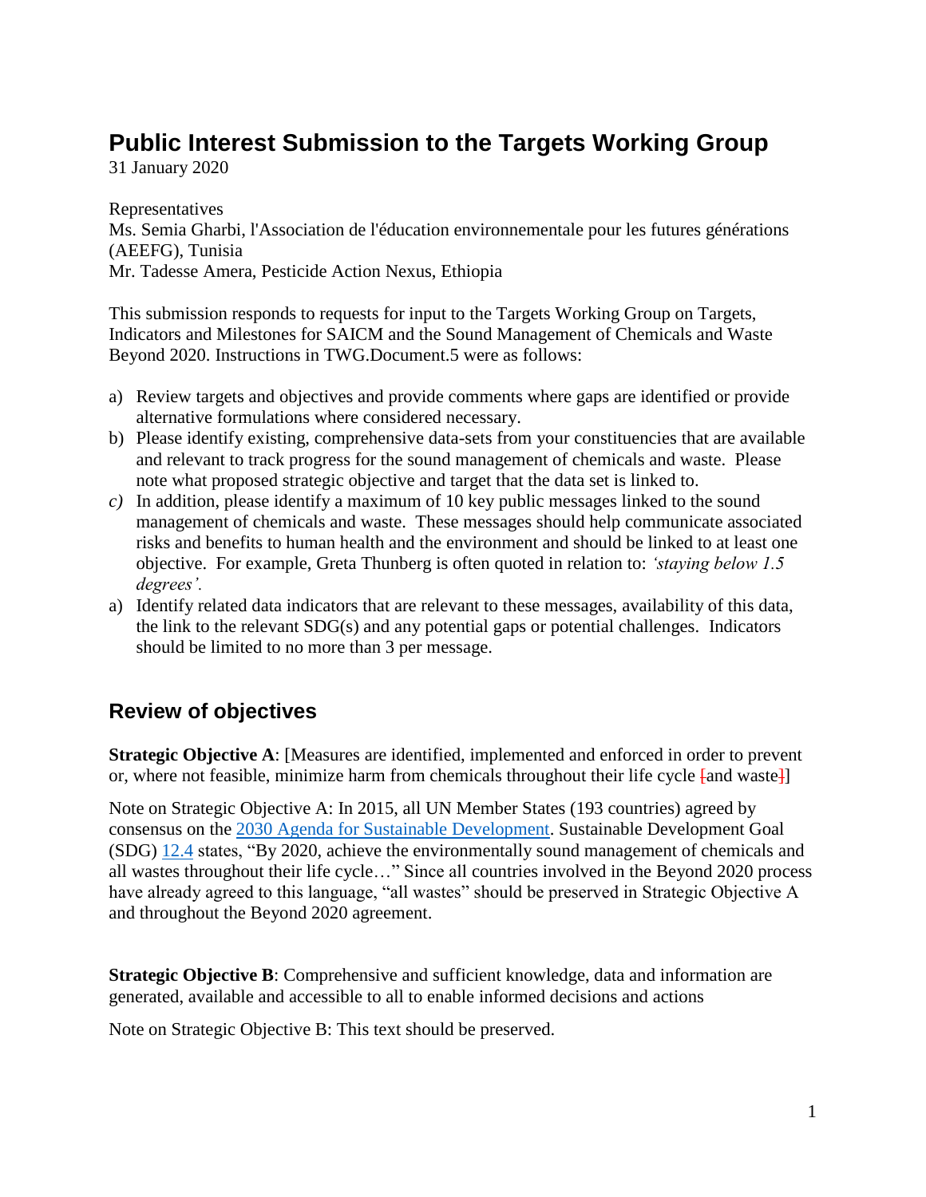# Public Interest Submission to the Targets Working Group

31 January 2020

Representatives
Ms. Semia Gharbi, l'Association de l'éducation environnementale pour les futures générations (AEEFG), Tunisia
Mr. Tadesse Amera, Pesticide Action Nexus, Ethiopia

This submission responds to requests for input to the Targets Working Group on Targets, Indicators and Milestones for SAICM and the Sound Management of Chemicals and Waste Beyond 2020. Instructions in TWG.Document.5 were as follows:

a) Review targets and objectives and provide comments where gaps are identified or provide alternative formulations where considered necessary.
b) Please identify existing, comprehensive data-sets from your constituencies that are available and relevant to track progress for the sound management of chemicals and waste. Please note what proposed strategic objective and target that the data set is linked to.
c) In addition, please identify a maximum of 10 key public messages linked to the sound management of chemicals and waste. These messages should help communicate associated risks and benefits to human health and the environment and should be linked to at least one objective. For example, Greta Thunberg is often quoted in relation to: *'staying below 1.5 degrees'.*
a) Identify related data indicators that are relevant to these messages, availability of this data, the link to the relevant SDG(s) and any potential gaps or potential challenges. Indicators should be limited to no more than 3 per message.

## Review of objectives

**Strategic Objective A**: [Measures are identified, implemented and enforced in order to prevent or, where not feasible, minimize harm from chemicals throughout their life cycle [and waste]]

Note on Strategic Objective A: In 2015, all UN Member States (193 countries) agreed by consensus on the 2030 Agenda for Sustainable Development. Sustainable Development Goal (SDG) 12.4 states, "By 2020, achieve the environmentally sound management of chemicals and all wastes throughout their life cycle…" Since all countries involved in the Beyond 2020 process have already agreed to this language, "all wastes" should be preserved in Strategic Objective A and throughout the Beyond 2020 agreement.

**Strategic Objective B**: Comprehensive and sufficient knowledge, data and information are generated, available and accessible to all to enable informed decisions and actions

Note on Strategic Objective B: This text should be preserved.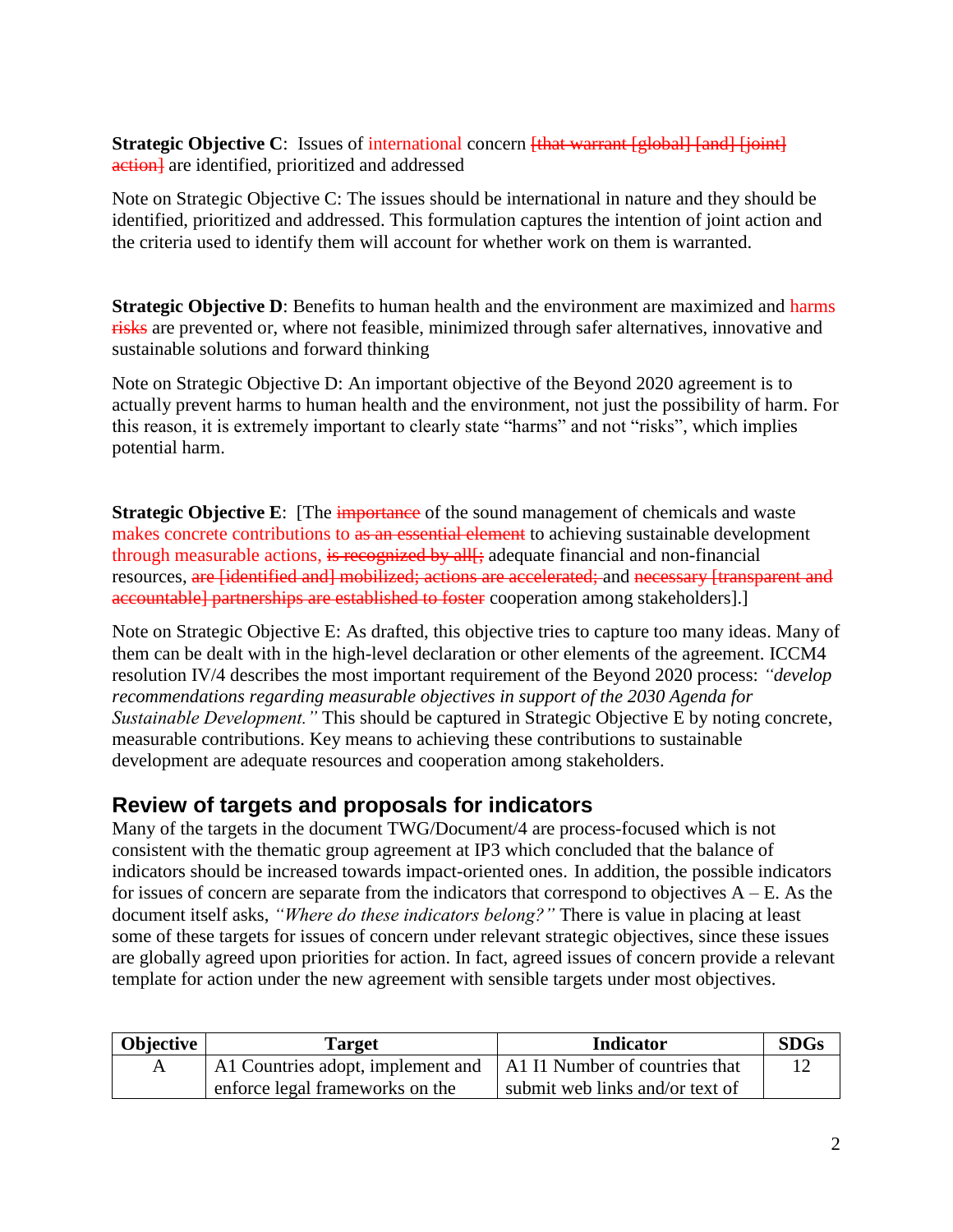**Strategic Objective C**: Issues of international concern ~~[that warrant [global] [and] [joint] action]~~ are identified, prioritized and addressed

Note on Strategic Objective C: The issues should be international in nature and they should be identified, prioritized and addressed. This formulation captures the intention of joint action and the criteria used to identify them will account for whether work on them is warranted.

**Strategic Objective D**: Benefits to human health and the environment are maximized and harms ~~risks~~ are prevented or, where not feasible, minimized through safer alternatives, innovative and sustainable solutions and forward thinking

Note on Strategic Objective D: An important objective of the Beyond 2020 agreement is to actually prevent harms to human health and the environment, not just the possibility of harm. For this reason, it is extremely important to clearly state "harms" and not "risks", which implies potential harm.

**Strategic Objective E**: [The ~~importance~~ of the sound management of chemicals and waste makes concrete contributions to ~~as an essential element~~ to achieving sustainable development through measurable actions, ~~is recognized by all[;~~ adequate financial and non-financial resources, ~~are [identified and] mobilized; actions are accelerated;~~ and ~~necessary [transparent and accountable] partnerships are established to foster~~ cooperation among stakeholders].]

Note on Strategic Objective E: As drafted, this objective tries to capture too many ideas. Many of them can be dealt with in the high-level declaration or other elements of the agreement. ICCM4 resolution IV/4 describes the most important requirement of the Beyond 2020 process: *"develop recommendations regarding measurable objectives in support of the 2030 Agenda for Sustainable Development."* This should be captured in Strategic Objective E by noting concrete, measurable contributions. Key means to achieving these contributions to sustainable development are adequate resources and cooperation among stakeholders.

## Review of targets and proposals for indicators

Many of the targets in the document TWG/Document/4 are process-focused which is not consistent with the thematic group agreement at IP3 which concluded that the balance of indicators should be increased towards impact-oriented ones. In addition, the possible indicators for issues of concern are separate from the indicators that correspond to objectives A – E. As the document itself asks, *"Where do these indicators belong?"* There is value in placing at least some of these targets for issues of concern under relevant strategic objectives, since these issues are globally agreed upon priorities for action. In fact, agreed issues of concern provide a relevant template for action under the new agreement with sensible targets under most objectives.

| Objective | Target | Indicator | SDGs |
|---|---|---|---|
| A | A1 Countries adopt, implement and enforce legal frameworks on the | A1 I1 Number of countries that submit web links and/or text of | 12 |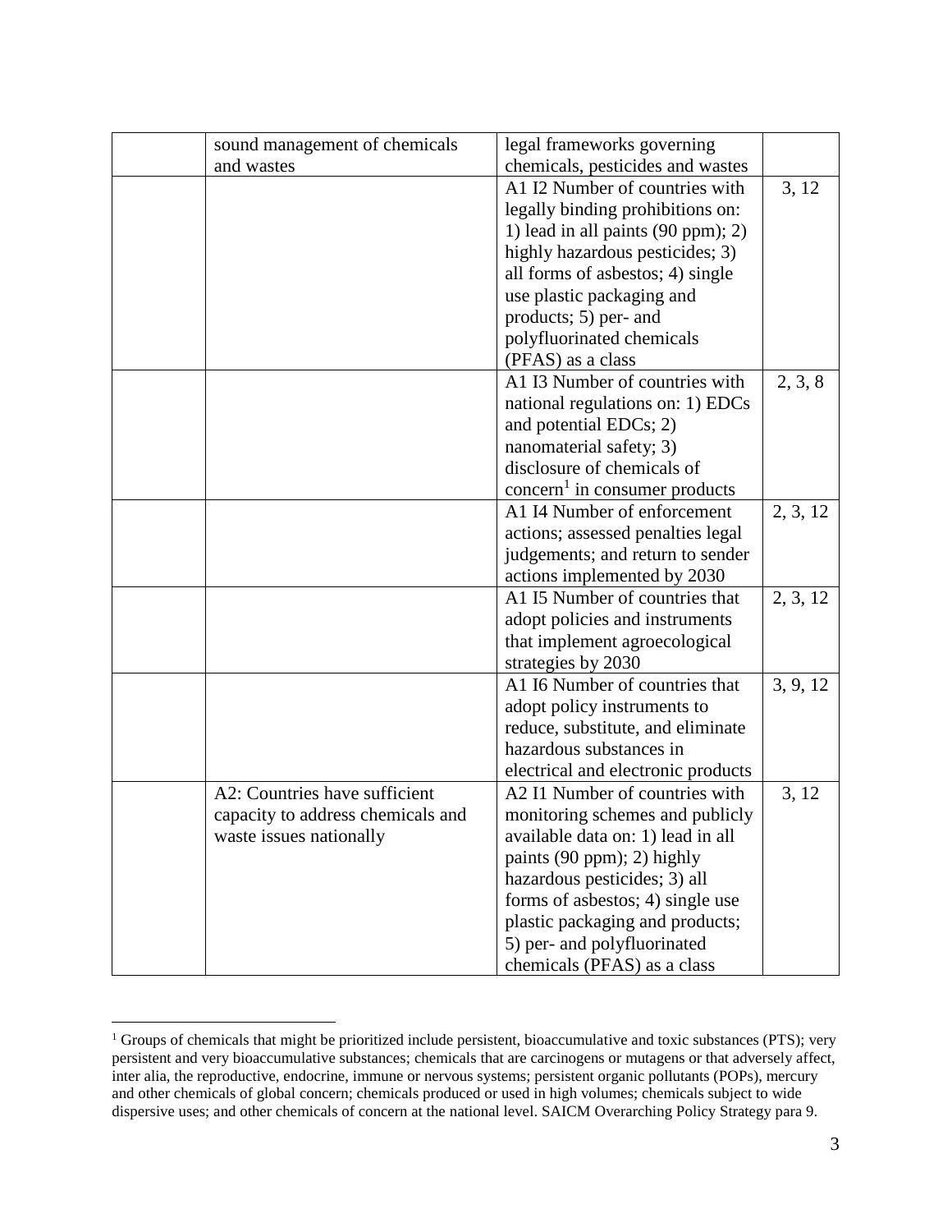| | | | |
|---|---|---|---|
| | sound management of chemicals and wastes | legal frameworks governing chemicals, pesticides and wastes | |
| | | A1 I2 Number of countries with legally binding prohibitions on: 1) lead in all paints (90 ppm); 2) highly hazardous pesticides; 3) all forms of asbestos; 4) single use plastic packaging and products; 5) per- and polyfluorinated chemicals (PFAS) as a class | 3, 12 |
| | | A1 I3 Number of countries with national regulations on: 1) EDCs and potential EDCs; 2) nanomaterial safety; 3) disclosure of chemicals of concern[1] in consumer products | 2, 3, 8 |
| | | A1 I4 Number of enforcement actions; assessed penalties legal judgements; and return to sender actions implemented by 2030 | 2, 3, 12 |
| | | A1 I5 Number of countries that adopt policies and instruments that implement agroecological strategies by 2030 | 2, 3, 12 |
| | | A1 I6 Number of countries that adopt policy instruments to reduce, substitute, and eliminate hazardous substances in electrical and electronic products | 3, 9, 12 |
| | A2: Countries have sufficient capacity to address chemicals and waste issues nationally | A2 I1 Number of countries with monitoring schemes and publicly available data on: 1) lead in all paints (90 ppm); 2) highly hazardous pesticides; 3) all forms of asbestos; 4) single use plastic packaging and products; 5) per- and polyfluorinated chemicals (PFAS) as a class | 3, 12 |

[1] Groups of chemicals that might be prioritized include persistent, bioaccumulative and toxic substances (PTS); very persistent and very bioaccumulative substances; chemicals that are carcinogens or mutagens or that adversely affect, inter alia, the reproductive, endocrine, immune or nervous systems; persistent organic pollutants (POPs), mercury and other chemicals of global concern; chemicals produced or used in high volumes; chemicals subject to wide dispersive uses; and other chemicals of concern at the national level. SAICM Overarching Policy Strategy para 9.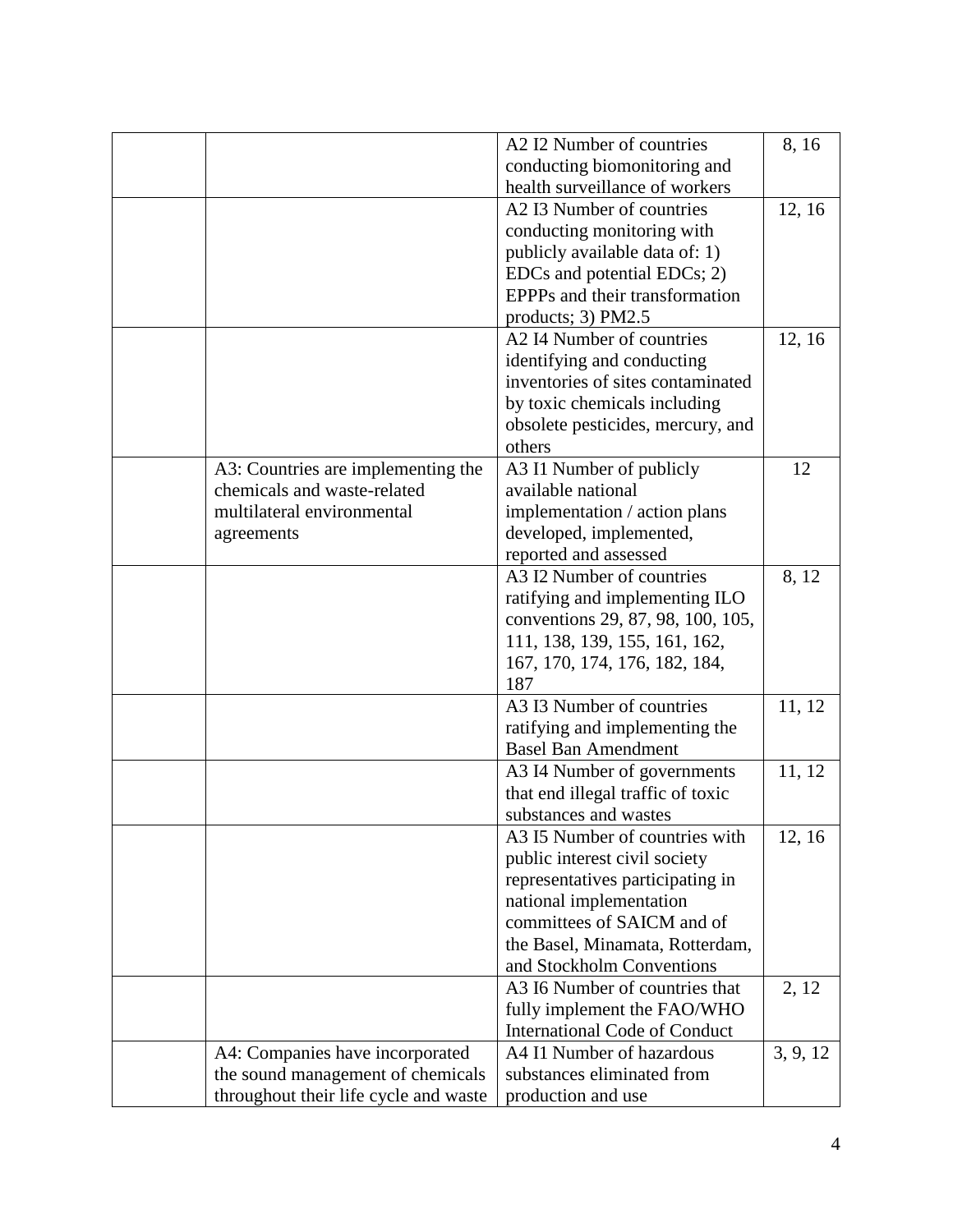| | | | |
|---|---|---|---|
| | | A2 I2 Number of countries conducting biomonitoring and health surveillance of workers | 8, 16 |
| | | A2 I3 Number of countries conducting monitoring with publicly available data of: 1) EDCs and potential EDCs; 2) EPPPs and their transformation products; 3) PM2.5 | 12, 16 |
| | | A2 I4 Number of countries identifying and conducting inventories of sites contaminated by toxic chemicals including obsolete pesticides, mercury, and others | 12, 16 |
| | A3: Countries are implementing the chemicals and waste-related multilateral environmental agreements | A3 I1 Number of publicly available national implementation / action plans developed, implemented, reported and assessed | 12 |
| | | A3 I2 Number of countries ratifying and implementing ILO conventions 29, 87, 98, 100, 105, 111, 138, 139, 155, 161, 162, 167, 170, 174, 176, 182, 184, 187 | 8, 12 |
| | | A3 I3 Number of countries ratifying and implementing the Basel Ban Amendment | 11, 12 |
| | | A3 I4 Number of governments that end illegal traffic of toxic substances and wastes | 11, 12 |
| | | A3 I5 Number of countries with public interest civil society representatives participating in national implementation committees of SAICM and of the Basel, Minamata, Rotterdam, and Stockholm Conventions | 12, 16 |
| | | A3 I6 Number of countries that fully implement the FAO/WHO International Code of Conduct | 2, 12 |
| | A4: Companies have incorporated the sound management of chemicals throughout their life cycle and waste | A4 I1 Number of hazardous substances eliminated from production and use | 3, 9, 12 |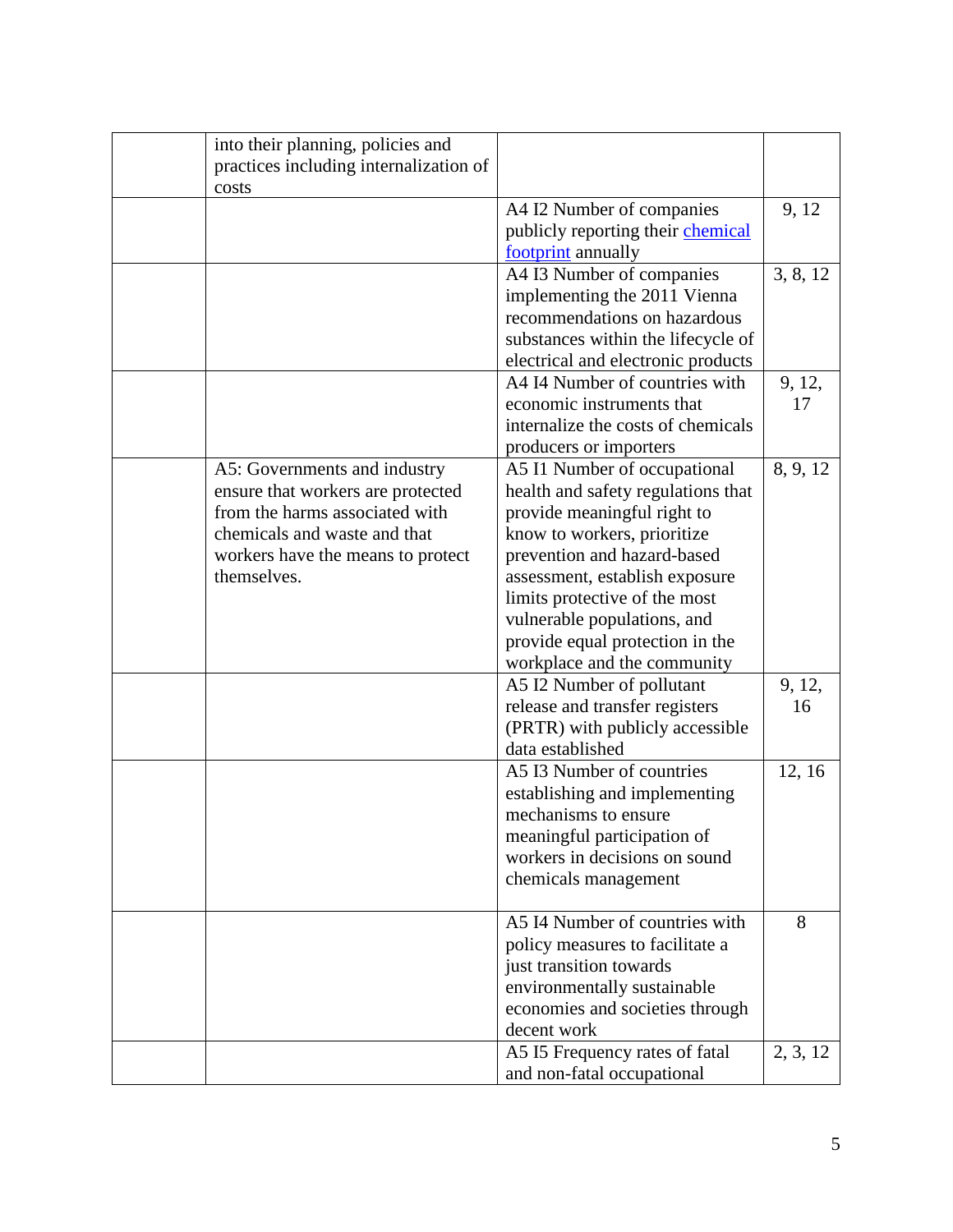| | | | |
|---|---|---|---|
| | into their planning, policies and practices including internalization of costs | | |
| | | A4 I2 Number of companies publicly reporting their chemical footprint annually | 9, 12 |
| | | A4 I3 Number of companies implementing the 2011 Vienna recommendations on hazardous substances within the lifecycle of electrical and electronic products | 3, 8, 12 |
| | | A4 I4 Number of countries with economic instruments that internalize the costs of chemicals producers or importers | 9, 12, 17 |
| | A5: Governments and industry ensure that workers are protected from the harms associated with chemicals and waste and that workers have the means to protect themselves. | A5 I1 Number of occupational health and safety regulations that provide meaningful right to know to workers, prioritize prevention and hazard-based assessment, establish exposure limits protective of the most vulnerable populations, and provide equal protection in the workplace and the community | 8, 9, 12 |
| | | A5 I2 Number of pollutant release and transfer registers (PRTR) with publicly accessible data established | 9, 12, 16 |
| | | A5 I3 Number of countries establishing and implementing mechanisms to ensure meaningful participation of workers in decisions on sound chemicals management | 12, 16 |
| | | A5 I4 Number of countries with policy measures to facilitate a just transition towards environmentally sustainable economies and societies through decent work | 8 |
| | | A5 I5 Frequency rates of fatal and non-fatal occupational | 2, 3, 12 |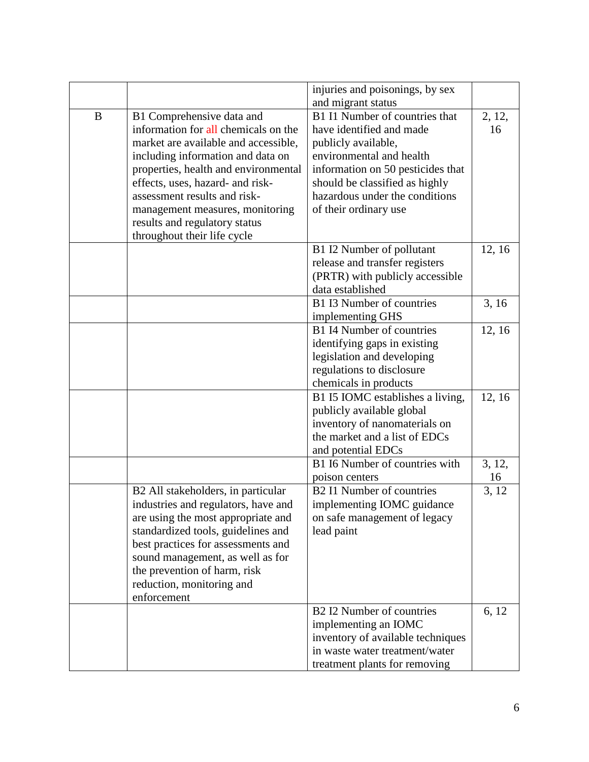| | | injuries and poisonings, by sex and migrant status | |
|---|---|---|---|
| B | B1 Comprehensive data and information for all chemicals on the market are available and accessible, including information and data on properties, health and environmental effects, uses, hazard- and risk-assessment results and risk-management measures, monitoring results and regulatory status throughout their life cycle | B1 I1 Number of countries that have identified and made publicly available, environmental and health information on 50 pesticides that should be classified as highly hazardous under the conditions of their ordinary use | 2, 12, 16 |
| | | B1 I2 Number of pollutant release and transfer registers (PRTR) with publicly accessible data established | 12, 16 |
| | | B1 I3 Number of countries implementing GHS | 3, 16 |
| | | B1 I4 Number of countries identifying gaps in existing legislation and developing regulations to disclosure chemicals in products | 12, 16 |
| | | B1 I5 IOMC establishes a living, publicly available global inventory of nanomaterials on the market and a list of EDCs and potential EDCs | 12, 16 |
| | | B1 I6 Number of countries with poison centers | 3, 12, 16 |
| | B2 All stakeholders, in particular industries and regulators, have and are using the most appropriate and standardized tools, guidelines and best practices for assessments and sound management, as well as for the prevention of harm, risk reduction, monitoring and enforcement | B2 I1 Number of countries implementing IOMC guidance on safe management of legacy lead paint | 3, 12 |
| | | B2 I2 Number of countries implementing an IOMC inventory of available techniques in waste water treatment/water treatment plants for removing | 6, 12 |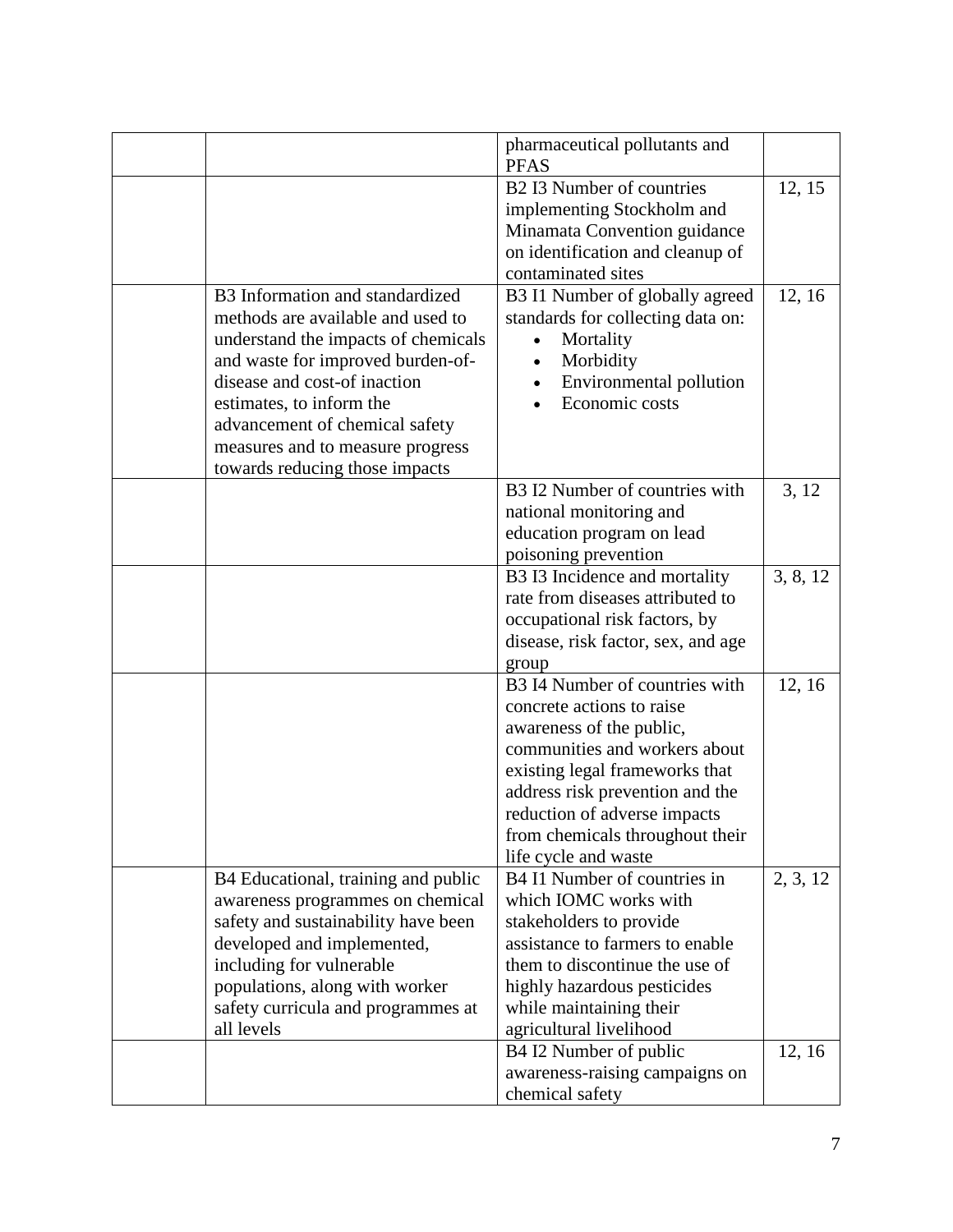| | | | |
|---|---|---|---|
| | | pharmaceutical pollutants and PFAS | |
| | | B2 I3 Number of countries implementing Stockholm and Minamata Convention guidance on identification and cleanup of contaminated sites | 12, 15 |
| | B3 Information and standardized methods are available and used to understand the impacts of chemicals and waste for improved burden-of-disease and cost-of inaction estimates, to inform the advancement of chemical safety measures and to measure progress towards reducing those impacts | B3 I1 Number of globally agreed standards for collecting data on: <br>• Mortality <br>• Morbidity <br>• Environmental pollution <br>• Economic costs | 12, 16 |
| | | B3 I2 Number of countries with national monitoring and education program on lead poisoning prevention | 3, 12 |
| | | B3 I3 Incidence and mortality rate from diseases attributed to occupational risk factors, by disease, risk factor, sex, and age group | 3, 8, 12 |
| | | B3 I4 Number of countries with concrete actions to raise awareness of the public, communities and workers about existing legal frameworks that address risk prevention and the reduction of adverse impacts from chemicals throughout their life cycle and waste | 12, 16 |
| | B4 Educational, training and public awareness programmes on chemical safety and sustainability have been developed and implemented, including for vulnerable populations, along with worker safety curricula and programmes at all levels | B4 I1 Number of countries in which IOMC works with stakeholders to provide assistance to farmers to enable them to discontinue the use of highly hazardous pesticides while maintaining their agricultural livelihood | 2, 3, 12 |
| | | B4 I2 Number of public awareness-raising campaigns on chemical safety | 12, 16 |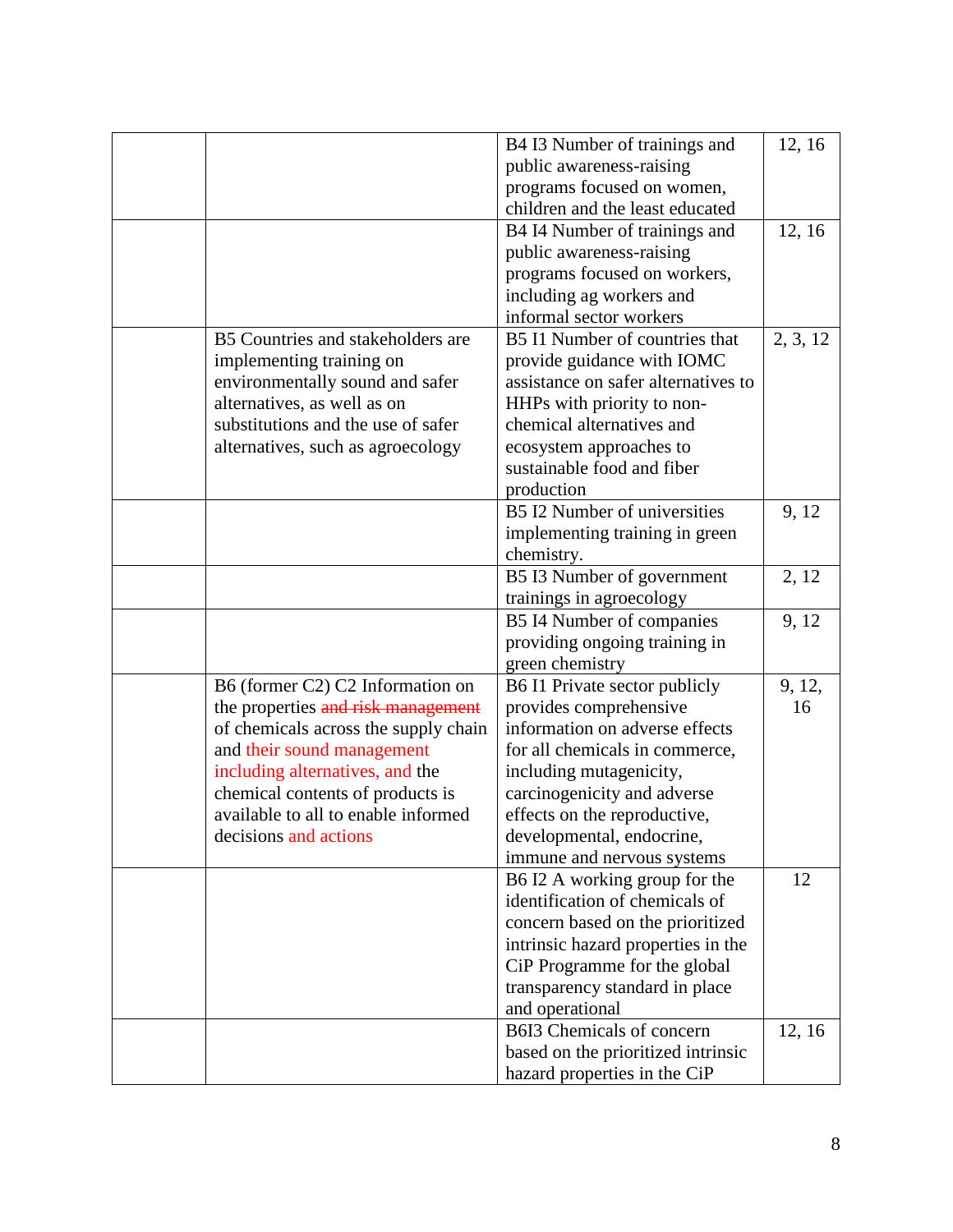| | | | |
|---|---|---|---|
| | | B4 I3 Number of trainings and public awareness-raising programs focused on women, children and the least educated | 12, 16 |
| | | B4 I4 Number of trainings and public awareness-raising programs focused on workers, including ag workers and informal sector workers | 12, 16 |
| | B5 Countries and stakeholders are implementing training on environmentally sound and safer alternatives, as well as on substitutions and the use of safer alternatives, such as agroecology | B5 I1 Number of countries that provide guidance with IOMC assistance on safer alternatives to HHPs with priority to non-chemical alternatives and ecosystem approaches to sustainable food and fiber production | 2, 3, 12 |
| | | B5 I2 Number of universities implementing training in green chemistry. | 9, 12 |
| | | B5 I3 Number of government trainings in agroecology | 2, 12 |
| | | B5 I4 Number of companies providing ongoing training in green chemistry | 9, 12 |
| | B6 (former C2) C2 Information on the properties ~~and risk management~~ of chemicals across the supply chain and their sound management including alternatives, and the chemical contents of products is available to all to enable informed decisions and actions | B6 I1 Private sector publicly provides comprehensive information on adverse effects for all chemicals in commerce, including mutagenicity, carcinogenicity and adverse effects on the reproductive, developmental, endocrine, immune and nervous systems | 9, 12, 16 |
| | | B6 I2 A working group for the identification of chemicals of concern based on the prioritized intrinsic hazard properties in the CiP Programme for the global transparency standard in place and operational | 12 |
| | | B6I3 Chemicals of concern based on the prioritized intrinsic hazard properties in the CiP | 12, 16 |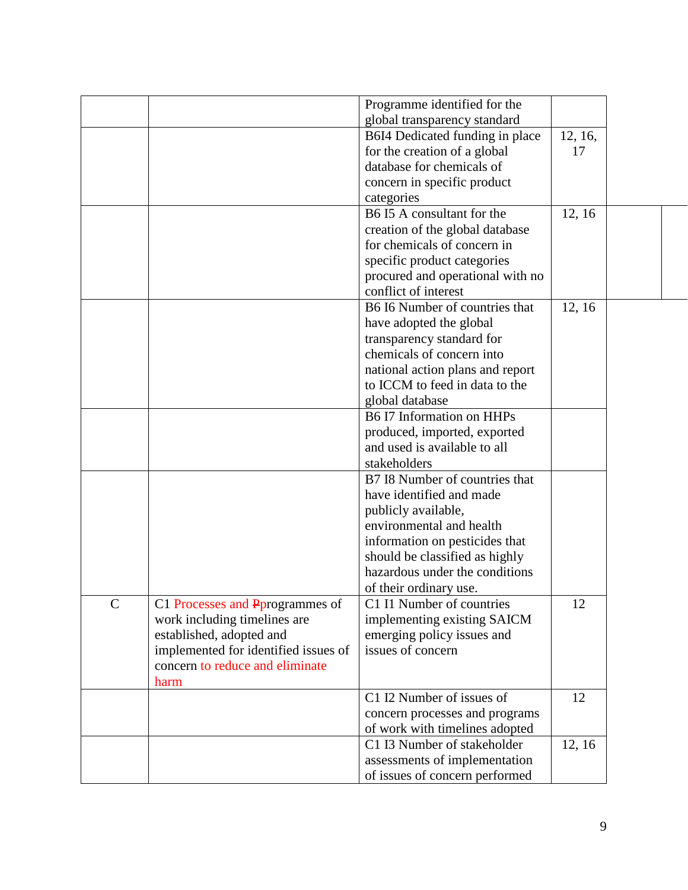| | | | |
|---|---|---|---|
| | | Programme identified for the global transparency standard | |
| | | B6I4 Dedicated funding in place for the creation of a global database for chemicals of concern in specific product categories | 12, 16, 17 |
| | | B6 I5 A consultant for the creation of the global database for chemicals of concern in specific product categories procured and operational with no conflict of interest | 12, 16 |
| | | B6 I6 Number of countries that have adopted the global transparency standard for chemicals of concern into national action plans and report to ICCM to feed in data to the global database | 12, 16 |
| | | B6 I7 Information on HHPs produced, imported, exported and used is available to all stakeholders | |
| | | B7 I8 Number of countries that have identified and made publicly available, environmental and health information on pesticides that should be classified as highly hazardous under the conditions of their ordinary use. | |
| C | C1 Processes and ~~P~~programmes of work including timelines are established, adopted and implemented for identified issues of concern to reduce and eliminate harm | C1 I1 Number of countries implementing existing SAICM emerging policy issues and issues of concern | 12 |
| | | C1 I2 Number of issues of concern processes and programs of work with timelines adopted | 12 |
| | | C1 I3 Number of stakeholder assessments of implementation of issues of concern performed | 12, 16 |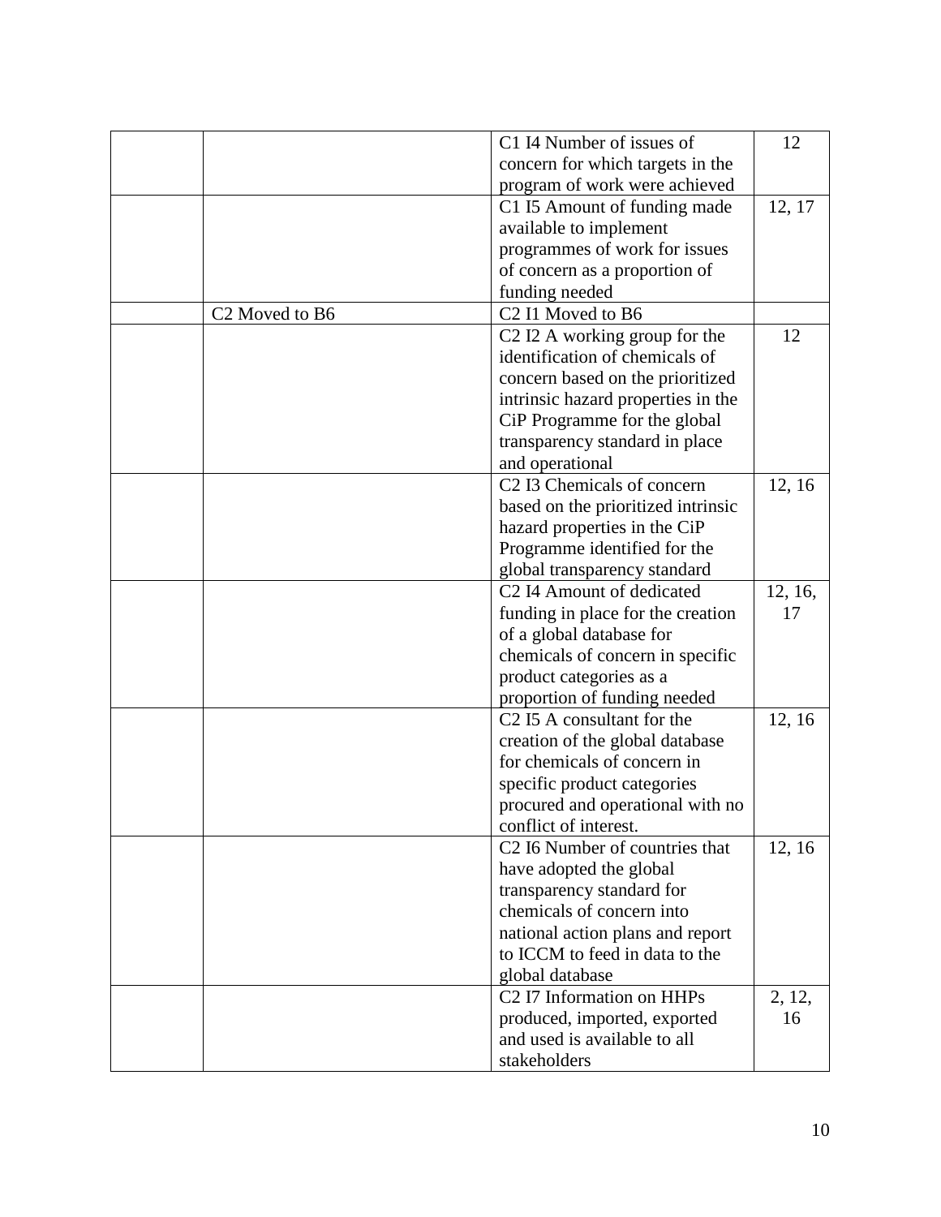|  |  |  |  |
|---|---|---|---|
|  |  | C1 I4 Number of issues of concern for which targets in the program of work were achieved | 12 |
|  |  | C1 I5 Amount of funding made available to implement programmes of work for issues of concern as a proportion of funding needed | 12, 17 |
|  | C2 Moved to B6 | C2 I1 Moved to B6 |  |
|  |  | C2 I2 A working group for the identification of chemicals of concern based on the prioritized intrinsic hazard properties in the CiP Programme for the global transparency standard in place and operational | 12 |
|  |  | C2 I3 Chemicals of concern based on the prioritized intrinsic hazard properties in the CiP Programme identified for the global transparency standard | 12, 16 |
|  |  | C2 I4 Amount of dedicated funding in place for the creation of a global database for chemicals of concern in specific product categories as a proportion of funding needed | 12, 16, 17 |
|  |  | C2 I5 A consultant for the creation of the global database for chemicals of concern in specific product categories procured and operational with no conflict of interest. | 12, 16 |
|  |  | C2 I6 Number of countries that have adopted the global transparency standard for chemicals of concern into national action plans and report to ICCM to feed in data to the global database | 12, 16 |
|  |  | C2 I7 Information on HHPs produced, imported, exported and used is available to all stakeholders | 2, 12, 16 |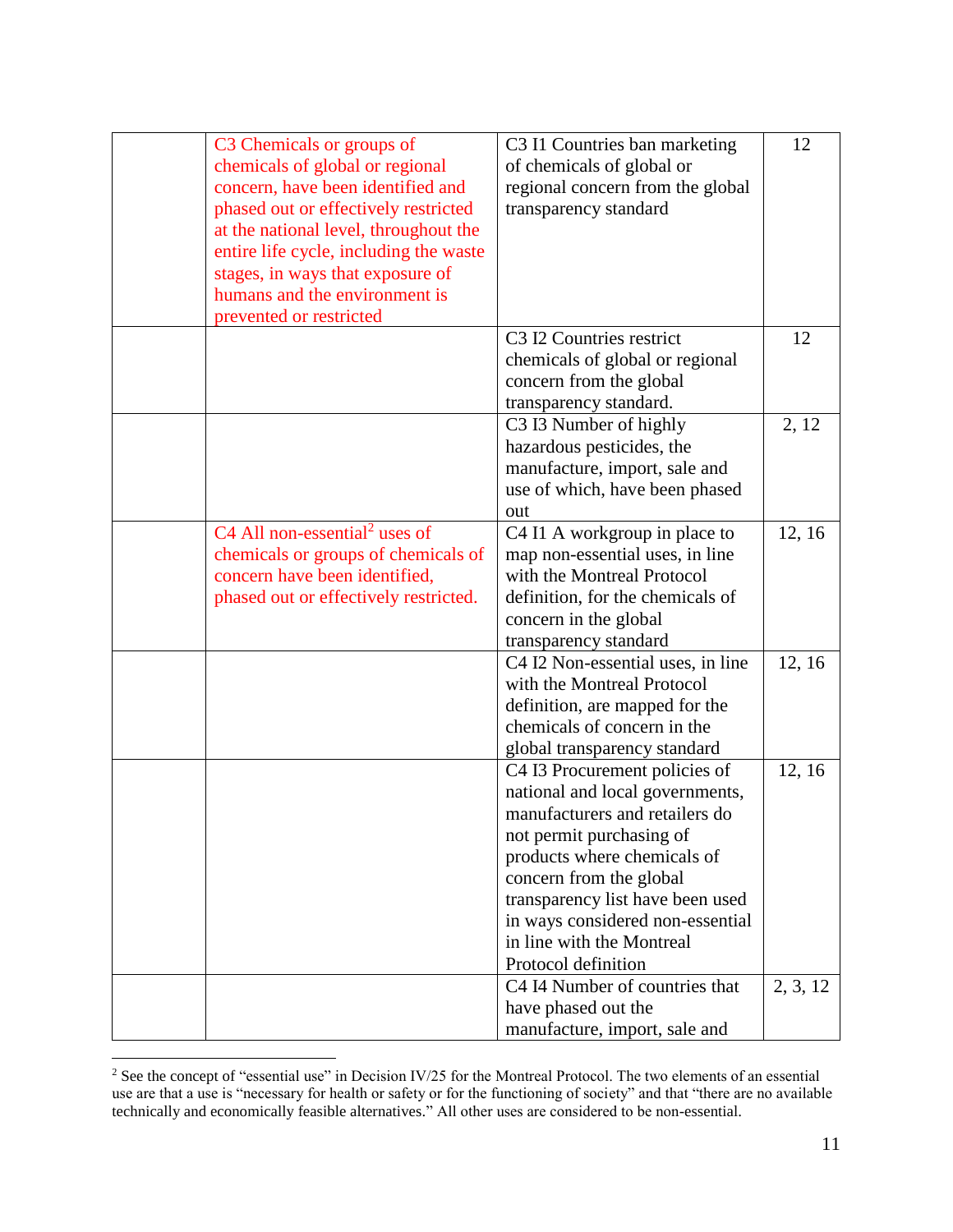|  |  |  |  |
|---|---|---|---|
|  | C3 Chemicals or groups of chemicals of global or regional concern, have been identified and phased out or effectively restricted at the national level, throughout the entire life cycle, including the waste stages, in ways that exposure of humans and the environment is prevented or restricted | C3 I1 Countries ban marketing of chemicals of global or regional concern from the global transparency standard | 12 |
|  |  | C3 I2 Countries restrict chemicals of global or regional concern from the global transparency standard. | 12 |
|  |  | C3 I3 Number of highly hazardous pesticides, the manufacture, import, sale and use of which, have been phased out | 2, 12 |
|  | C4 All non-essential[2] uses of chemicals or groups of chemicals of concern have been identified, phased out or effectively restricted. | C4 I1 A workgroup in place to map non-essential uses, in line with the Montreal Protocol definition, for the chemicals of concern in the global transparency standard | 12, 16 |
|  |  | C4 I2 Non-essential uses, in line with the Montreal Protocol definition, are mapped for the chemicals of concern in the global transparency standard | 12, 16 |
|  |  | C4 I3 Procurement policies of national and local governments, manufacturers and retailers do not permit purchasing of products where chemicals of concern from the global transparency list have been used in ways considered non-essential in line with the Montreal Protocol definition | 12, 16 |
|  |  | C4 I4 Number of countries that have phased out the manufacture, import, sale and | 2, 3, 12 |

[2] See the concept of "essential use" in Decision IV/25 for the Montreal Protocol. The two elements of an essential use are that a use is "necessary for health or safety or for the functioning of society" and that "there are no available technically and economically feasible alternatives." All other uses are considered to be non-essential.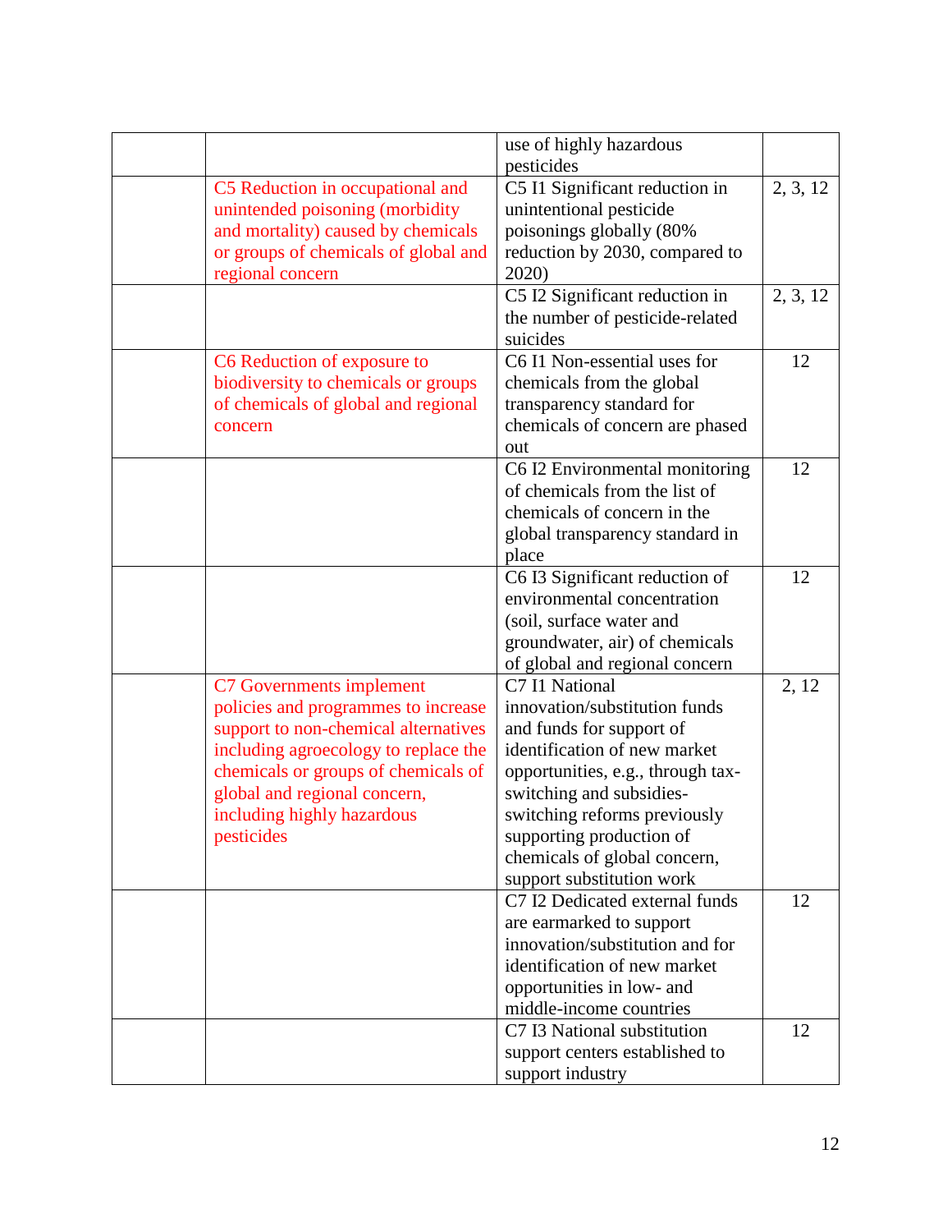| | | | |
|---|---|---|---|
| | | use of highly hazardous pesticides | |
| | C5 Reduction in occupational and unintended poisoning (morbidity and mortality) caused by chemicals or groups of chemicals of global and regional concern | C5 I1 Significant reduction in unintentional pesticide poisonings globally (80% reduction by 2030, compared to 2020) | 2, 3, 12 |
| | | C5 I2 Significant reduction in the number of pesticide-related suicides | 2, 3, 12 |
| | C6 Reduction of exposure to biodiversity to chemicals or groups of chemicals of global and regional concern | C6 I1 Non-essential uses for chemicals from the global transparency standard for chemicals of concern are phased out | 12 |
| | | C6 I2 Environmental monitoring of chemicals from the list of chemicals of concern in the global transparency standard in place | 12 |
| | | C6 I3 Significant reduction of environmental concentration (soil, surface water and groundwater, air) of chemicals of global and regional concern | 12 |
| | C7 Governments implement policies and programmes to increase support to non-chemical alternatives including agroecology to replace the chemicals or groups of chemicals of global and regional concern, including highly hazardous pesticides | C7 I1 National innovation/substitution funds and funds for support of identification of new market opportunities, e.g., through tax-switching and subsidies-switching reforms previously supporting production of chemicals of global concern, support substitution work | 2, 12 |
| | | C7 I2 Dedicated external funds are earmarked to support innovation/substitution and for identification of new market opportunities in low- and middle-income countries | 12 |
| | | C7 I3 National substitution support centers established to support industry | 12 |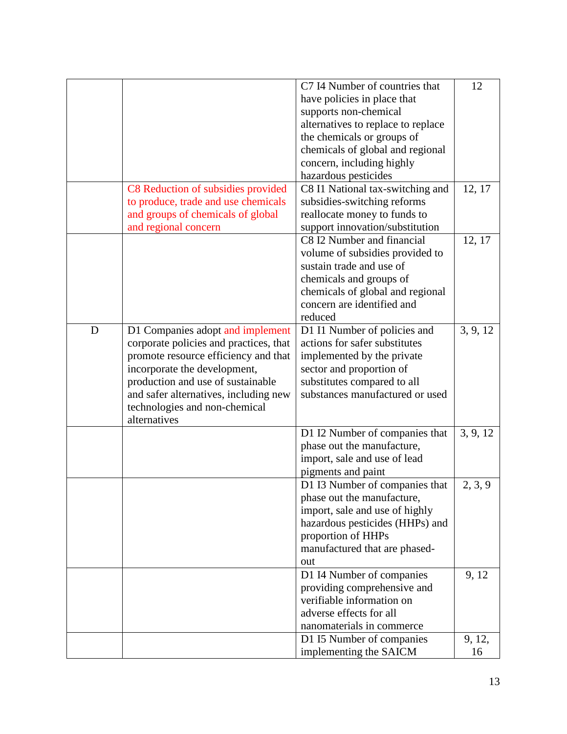| | | | |
|---|---|---|---|
| | | C7 I4 Number of countries that have policies in place that supports non-chemical alternatives to replace to replace the chemicals or groups of chemicals of global and regional concern, including highly hazardous pesticides | 12 |
| | C8 Reduction of subsidies provided to produce, trade and use chemicals and groups of chemicals of global and regional concern | C8 I1 National tax-switching and subsidies-switching reforms reallocate money to funds to support innovation/substitution | 12, 17 |
| | | C8 I2 Number and financial volume of subsidies provided to sustain trade and use of chemicals and groups of chemicals of global and regional concern are identified and reduced | 12, 17 |
| D | D1 Companies adopt and implement corporate policies and practices, that promote resource efficiency and that incorporate the development, production and use of sustainable and safer alternatives, including new technologies and non-chemical alternatives | D1 I1 Number of policies and actions for safer substitutes implemented by the private sector and proportion of substitutes compared to all substances manufactured or used | 3, 9, 12 |
| | | D1 I2 Number of companies that phase out the manufacture, import, sale and use of lead pigments and paint | 3, 9, 12 |
| | | D1 I3 Number of companies that phase out the manufacture, import, sale and use of highly hazardous pesticides (HHPs) and proportion of HHPs manufactured that are phased-out | 2, 3, 9 |
| | | D1 I4 Number of companies providing comprehensive and verifiable information on adverse effects for all nanomaterials in commerce | 9, 12 |
| | | D1 I5 Number of companies implementing the SAICM | 9, 12, 16 |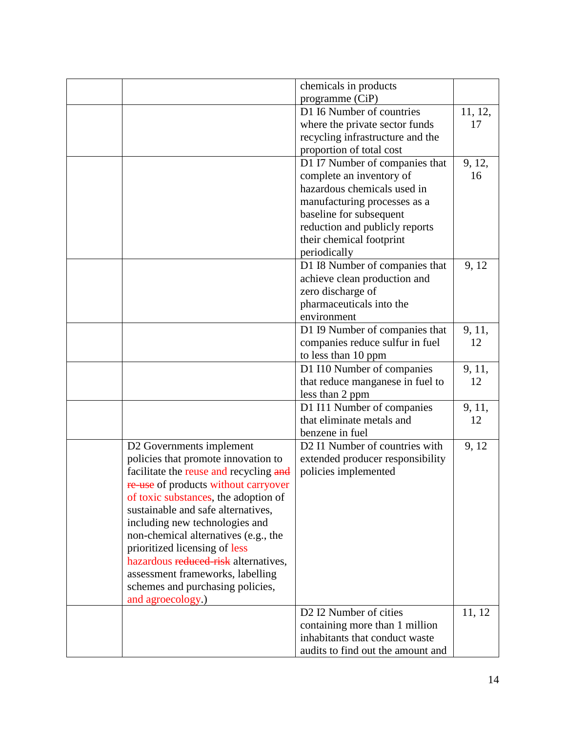| | | chemicals in products programme (CiP) | |
|---|---|---|---|
| | | D1 I6 Number of countries where the private sector funds recycling infrastructure and the proportion of total cost | 11, 12, 17 |
| | | D1 I7 Number of companies that complete an inventory of hazardous chemicals used in manufacturing processes as a baseline for subsequent reduction and publicly reports their chemical footprint periodically | 9, 12, 16 |
| | | D1 I8 Number of companies that achieve clean production and zero discharge of pharmaceuticals into the environment | 9, 12 |
| | | D1 I9 Number of companies that companies reduce sulfur in fuel to less than 10 ppm | 9, 11, 12 |
| | | D1 I10 Number of companies that reduce manganese in fuel to less than 2 ppm | 9, 11, 12 |
| | | D1 I11 Number of companies that eliminate metals and benzene in fuel | 9, 11, 12 |
| | D2 Governments implement policies that promote innovation to facilitate the reuse and recycling ~~and re-use~~ of products without carryover of toxic substances, the adoption of sustainable and safe alternatives, including new technologies and non-chemical alternatives (e.g., the prioritized licensing of less hazardous ~~reduced-risk~~ alternatives, assessment frameworks, labelling schemes and purchasing policies, and agroecology.) | D2 I1 Number of countries with extended producer responsibility policies implemented | 9, 12 |
| | | D2 I2 Number of cities containing more than 1 million inhabitants that conduct waste audits to find out the amount and | 11, 12 |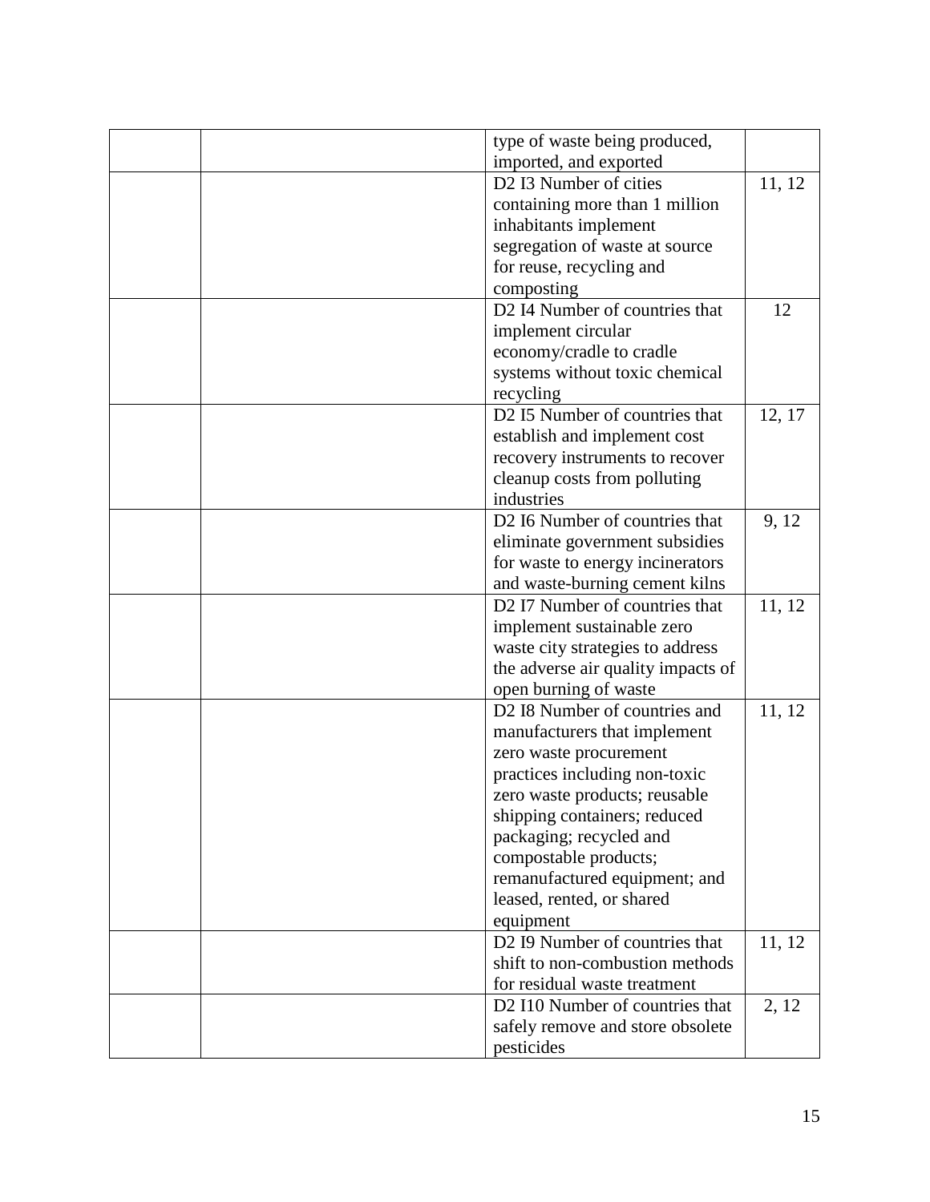| | | | |
|---|---|---|---|
| | | type of waste being produced, imported, and exported | |
| | | D2 I3 Number of cities containing more than 1 million inhabitants implement segregation of waste at source for reuse, recycling and composting | 11, 12 |
| | | D2 I4 Number of countries that implement circular economy/cradle to cradle systems without toxic chemical recycling | 12 |
| | | D2 I5 Number of countries that establish and implement cost recovery instruments to recover cleanup costs from polluting industries | 12, 17 |
| | | D2 I6 Number of countries that eliminate government subsidies for waste to energy incinerators and waste-burning cement kilns | 9, 12 |
| | | D2 I7 Number of countries that implement sustainable zero waste city strategies to address the adverse air quality impacts of open burning of waste | 11, 12 |
| | | D2 I8 Number of countries and manufacturers that implement zero waste procurement practices including non-toxic zero waste products; reusable shipping containers; reduced packaging; recycled and compostable products; remanufactured equipment; and leased, rented, or shared equipment | 11, 12 |
| | | D2 I9 Number of countries that shift to non-combustion methods for residual waste treatment | 11, 12 |
| | | D2 I10 Number of countries that safely remove and store obsolete pesticides | 2, 12 |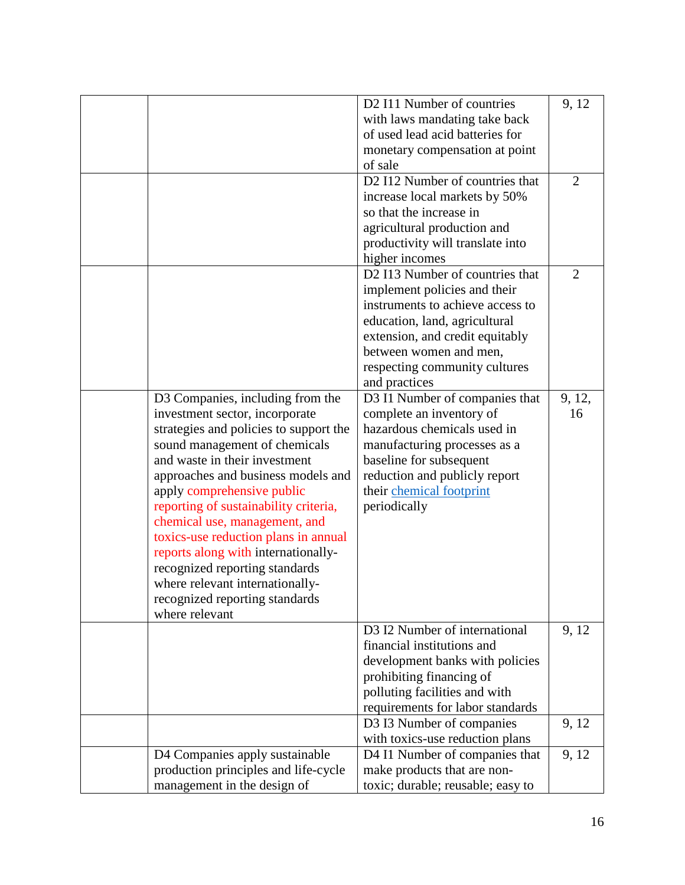| | | | |
|---|---|---|---|
| | | D2 I11 Number of countries with laws mandating take back of used lead acid batteries for monetary compensation at point of sale | 9, 12 |
| | | D2 I12 Number of countries that increase local markets by 50% so that the increase in agricultural production and productivity will translate into higher incomes | 2 |
| | | D2 I13 Number of countries that implement policies and their instruments to achieve access to education, land, agricultural extension, and credit equitably between women and men, respecting community cultures and practices | 2 |
| | D3 Companies, including from the investment sector, incorporate strategies and policies to support the sound management of chemicals and waste in their investment approaches and business models and apply comprehensive public reporting of sustainability criteria, chemical use, management, and toxics-use reduction plans in annual reports along with internationally-recognized reporting standards where relevant internationally-recognized reporting standards where relevant | D3 I1 Number of companies that complete an inventory of hazardous chemicals used in manufacturing processes as a baseline for subsequent reduction and publicly report their chemical footprint periodically | 9, 12, 16 |
| | | D3 I2 Number of international financial institutions and development banks with policies prohibiting financing of polluting facilities and with requirements for labor standards | 9, 12 |
| | | D3 I3 Number of companies with toxics-use reduction plans | 9, 12 |
| | D4 Companies apply sustainable production principles and life-cycle management in the design of | D4 I1 Number of companies that make products that are non-toxic; durable; reusable; easy to | 9, 12 |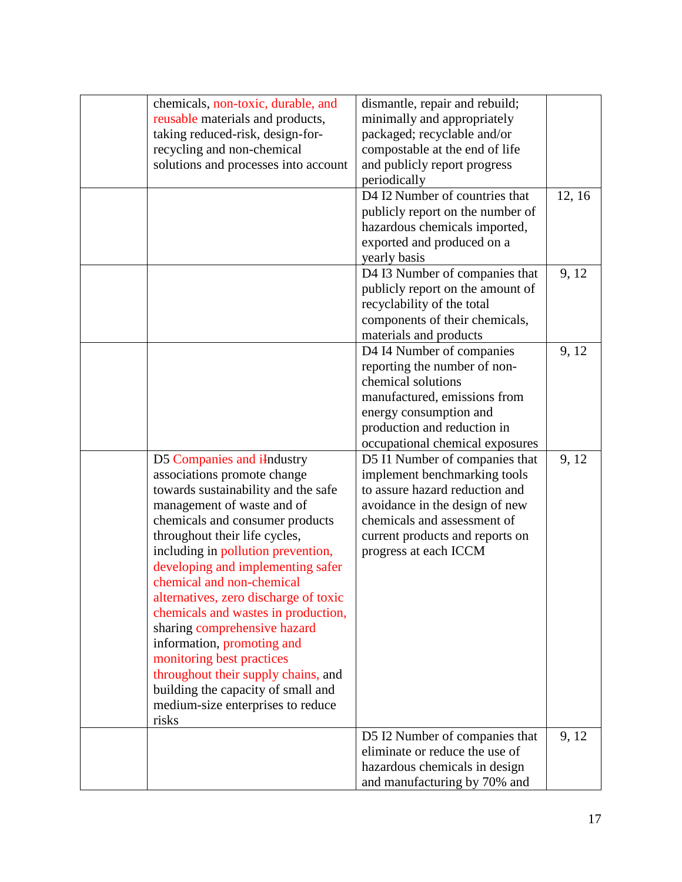| | | | |
|---|---|---|---|
| | chemicals, non-toxic, durable, and reusable materials and products, taking reduced-risk, design-for-recycling and non-chemical solutions and processes into account | dismantle, repair and rebuild; minimally and appropriately packaged; recyclable and/or compostable at the end of life and publicly report progress periodically | |
| | | D4 I2 Number of countries that publicly report on the number of hazardous chemicals imported, exported and produced on a yearly basis | 12, 16 |
| | | D4 I3 Number of companies that publicly report on the amount of recyclability of the total components of their chemicals, materials and products | 9, 12 |
| | | D4 I4 Number of companies reporting the number of non-chemical solutions manufactured, emissions from energy consumption and production and reduction in occupational chemical exposures | 9, 12 |
| | D5 Companies and iIndustry associations promote change towards sustainability and the safe management of waste and of chemicals and consumer products throughout their life cycles, including in pollution prevention, developing and implementing safer chemical and non-chemical alternatives, zero discharge of toxic chemicals and wastes in production, sharing comprehensive hazard information, promoting and monitoring best practices throughout their supply chains, and building the capacity of small and medium-size enterprises to reduce risks | D5 I1 Number of companies that implement benchmarking tools to assure hazard reduction and avoidance in the design of new chemicals and assessment of current products and reports on progress at each ICCM | 9, 12 |
| | | D5 I2 Number of companies that eliminate or reduce the use of hazardous chemicals in design and manufacturing by 70% and | 9, 12 |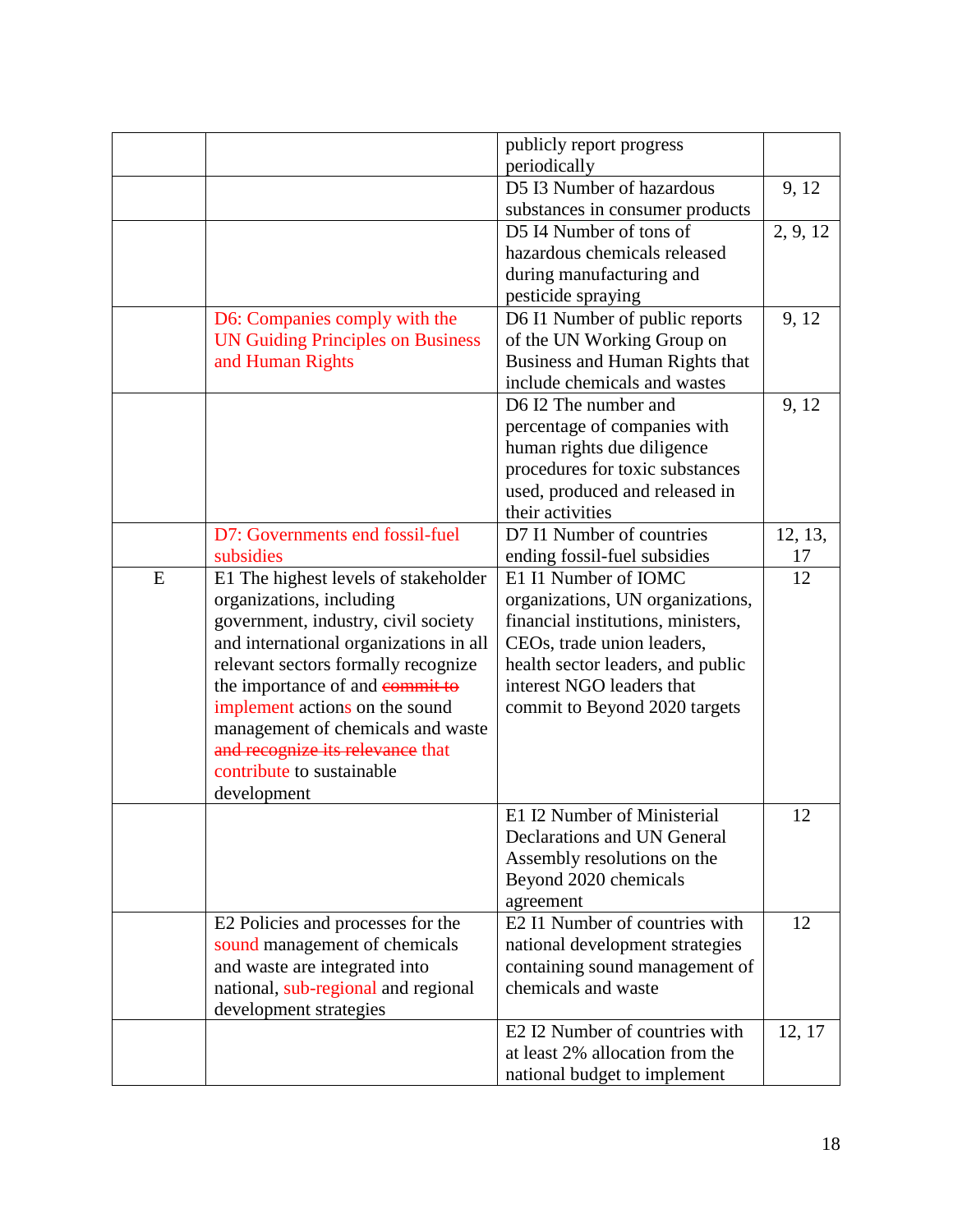| | | publicly report progress periodically | |
|---|---|---|---|
| | | D5 I3 Number of hazardous substances in consumer products | 9, 12 |
| | | D5 I4 Number of tons of hazardous chemicals released during manufacturing and pesticide spraying | 2, 9, 12 |
| | D6: Companies comply with the UN Guiding Principles on Business and Human Rights | D6 I1 Number of public reports of the UN Working Group on Business and Human Rights that include chemicals and wastes | 9, 12 |
| | | D6 I2 The number and percentage of companies with human rights due diligence procedures for toxic substances used, produced and released in their activities | 9, 12 |
| | D7: Governments end fossil-fuel subsidies | D7 I1 Number of countries ending fossil-fuel subsidies | 12, 13, 17 |
| E | E1 The highest levels of stakeholder organizations, including government, industry, civil society and international organizations in all relevant sectors formally recognize the importance of and ~~commit to~~ implement actions on the sound management of chemicals and waste ~~and recognize its relevance~~ that contribute to sustainable development | E1 I1 Number of IOMC organizations, UN organizations, financial institutions, ministers, CEOs, trade union leaders, health sector leaders, and public interest NGO leaders that commit to Beyond 2020 targets | 12 |
| | | E1 I2 Number of Ministerial Declarations and UN General Assembly resolutions on the Beyond 2020 chemicals agreement | 12 |
| | E2 Policies and processes for the sound management of chemicals and waste are integrated into national, sub-regional and regional development strategies | E2 I1 Number of countries with national development strategies containing sound management of chemicals and waste | 12 |
| | | E2 I2 Number of countries with at least 2% allocation from the national budget to implement | 12, 17 |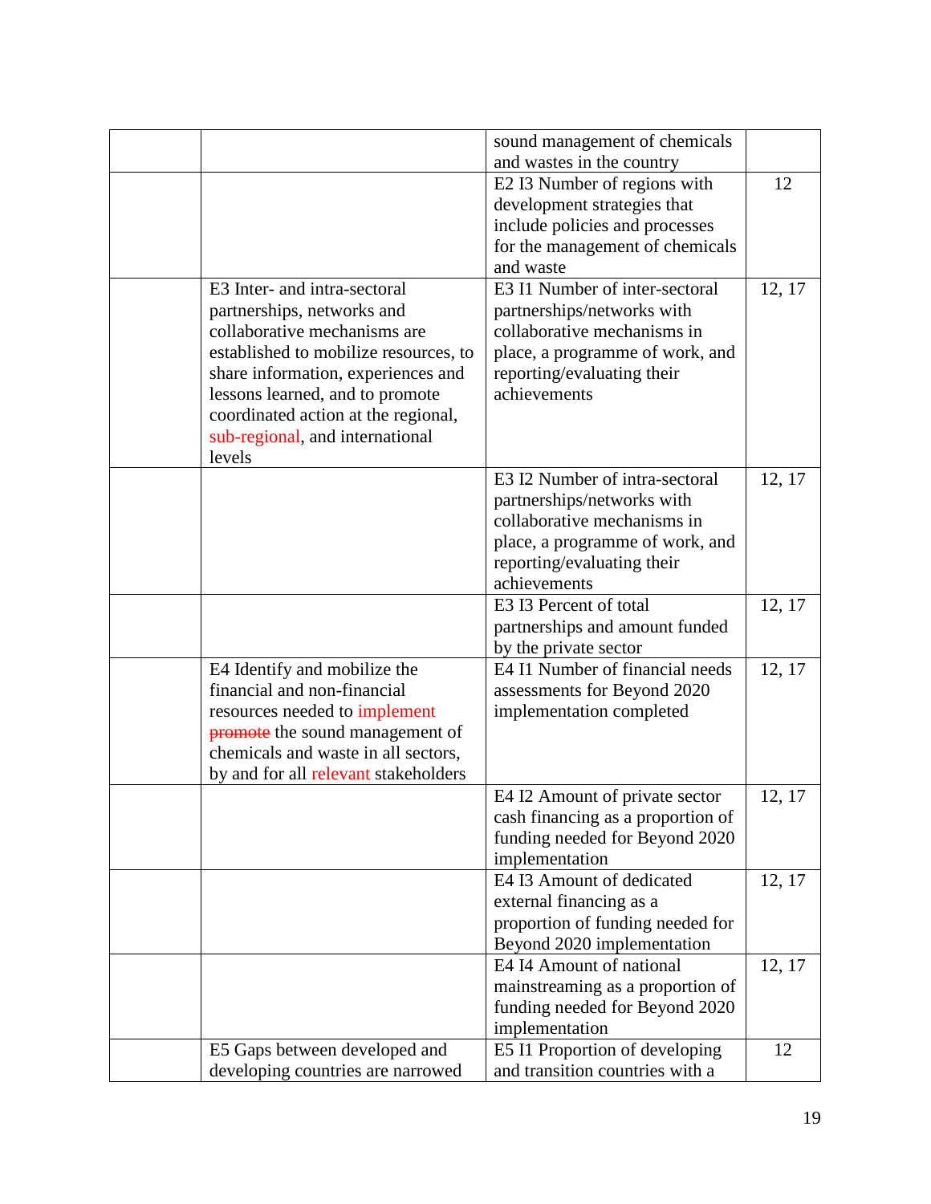| | | sound management of chemicals and wastes in the country | |
|---|---|---|---|
| | | E2 I3 Number of regions with development strategies that include policies and processes for the management of chemicals and waste | 12 |
| | E3 Inter- and intra-sectoral partnerships, networks and collaborative mechanisms are established to mobilize resources, to share information, experiences and lessons learned, and to promote coordinated action at the regional, sub-regional, and international levels | E3 I1 Number of inter-sectoral partnerships/networks with collaborative mechanisms in place, a programme of work, and reporting/evaluating their achievements | 12, 17 |
| | | E3 I2 Number of intra-sectoral partnerships/networks with collaborative mechanisms in place, a programme of work, and reporting/evaluating their achievements | 12, 17 |
| | | E3 I3 Percent of total partnerships and amount funded by the private sector | 12, 17 |
| | E4 Identify and mobilize the financial and non-financial resources needed to implement ~~promote~~ the sound management of chemicals and waste in all sectors, by and for all relevant stakeholders | E4 I1 Number of financial needs assessments for Beyond 2020 implementation completed | 12, 17 |
| | | E4 I2 Amount of private sector cash financing as a proportion of funding needed for Beyond 2020 implementation | 12, 17 |
| | | E4 I3 Amount of dedicated external financing as a proportion of funding needed for Beyond 2020 implementation | 12, 17 |
| | | E4 I4 Amount of national mainstreaming as a proportion of funding needed for Beyond 2020 implementation | 12, 17 |
| | E5 Gaps between developed and developing countries are narrowed | E5 I1 Proportion of developing and transition countries with a | 12 |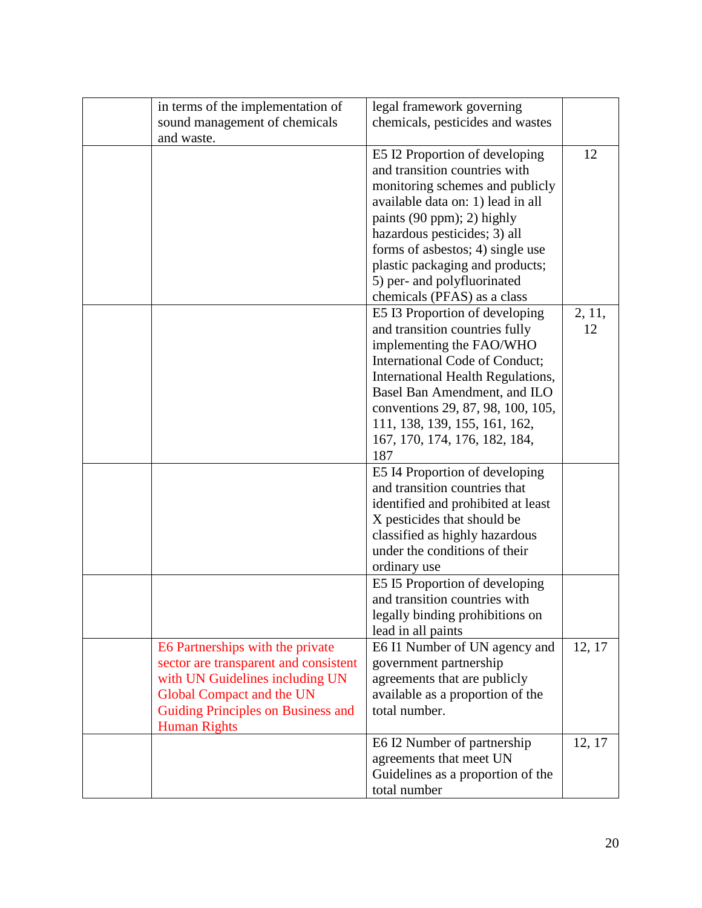| | | | |
|---|---|---|---|
| | in terms of the implementation of sound management of chemicals and waste. | legal framework governing chemicals, pesticides and wastes | |
| | | E5 I2 Proportion of developing and transition countries with monitoring schemes and publicly available data on: 1) lead in all paints (90 ppm); 2) highly hazardous pesticides; 3) all forms of asbestos; 4) single use plastic packaging and products; 5) per- and polyfluorinated chemicals (PFAS) as a class | 12 |
| | | E5 I3 Proportion of developing and transition countries fully implementing the FAO/WHO International Code of Conduct; International Health Regulations, Basel Ban Amendment, and ILO conventions 29, 87, 98, 100, 105, 111, 138, 139, 155, 161, 162, 167, 170, 174, 176, 182, 184, 187 | 2, 11, 12 |
| | | E5 I4 Proportion of developing and transition countries that identified and prohibited at least X pesticides that should be classified as highly hazardous under the conditions of their ordinary use | |
| | | E5 I5 Proportion of developing and transition countries with legally binding prohibitions on lead in all paints | |
| | E6 Partnerships with the private sector are transparent and consistent with UN Guidelines including UN Global Compact and the UN Guiding Principles on Business and Human Rights | E6 I1 Number of UN agency and government partnership agreements that are publicly available as a proportion of the total number. | 12, 17 |
| | | E6 I2 Number of partnership agreements that meet UN Guidelines as a proportion of the total number | 12, 17 |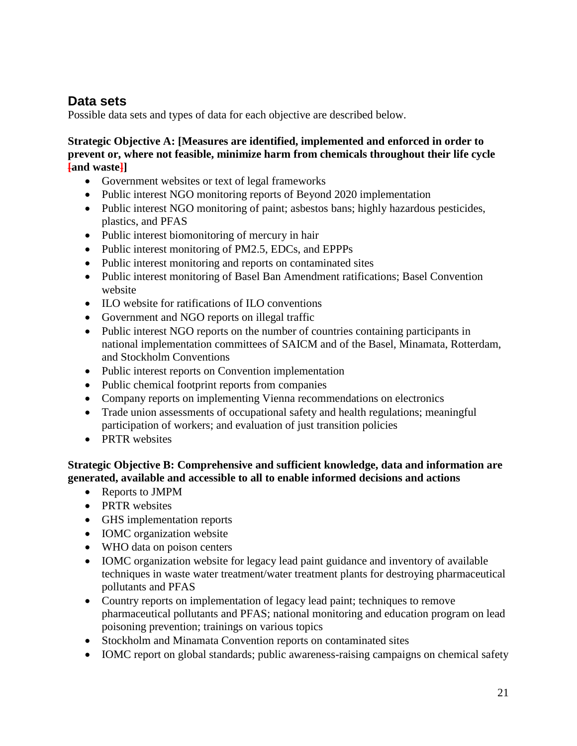## Data sets

Possible data sets and types of data for each objective are described below.

**Strategic Objective A: [Measures are identified, implemented and enforced in order to prevent or, where not feasible, minimize harm from chemicals throughout their life cycle [and waste]]**

- Government websites or text of legal frameworks
- Public interest NGO monitoring reports of Beyond 2020 implementation
- Public interest NGO monitoring of paint; asbestos bans; highly hazardous pesticides, plastics, and PFAS
- Public interest biomonitoring of mercury in hair
- Public interest monitoring of PM2.5, EDCs, and EPPPs
- Public interest monitoring and reports on contaminated sites
- Public interest monitoring of Basel Ban Amendment ratifications; Basel Convention website
- ILO website for ratifications of ILO conventions
- Government and NGO reports on illegal traffic
- Public interest NGO reports on the number of countries containing participants in national implementation committees of SAICM and of the Basel, Minamata, Rotterdam, and Stockholm Conventions
- Public interest reports on Convention implementation
- Public chemical footprint reports from companies
- Company reports on implementing Vienna recommendations on electronics
- Trade union assessments of occupational safety and health regulations; meaningful participation of workers; and evaluation of just transition policies
- PRTR websites

**Strategic Objective B: Comprehensive and sufficient knowledge, data and information are generated, available and accessible to all to enable informed decisions and actions**

- Reports to JMPM
- PRTR websites
- GHS implementation reports
- IOMC organization website
- WHO data on poison centers
- IOMC organization website for legacy lead paint guidance and inventory of available techniques in waste water treatment/water treatment plants for destroying pharmaceutical pollutants and PFAS
- Country reports on implementation of legacy lead paint; techniques to remove pharmaceutical pollutants and PFAS; national monitoring and education program on lead poisoning prevention; trainings on various topics
- Stockholm and Minamata Convention reports on contaminated sites
- IOMC report on global standards; public awareness-raising campaigns on chemical safety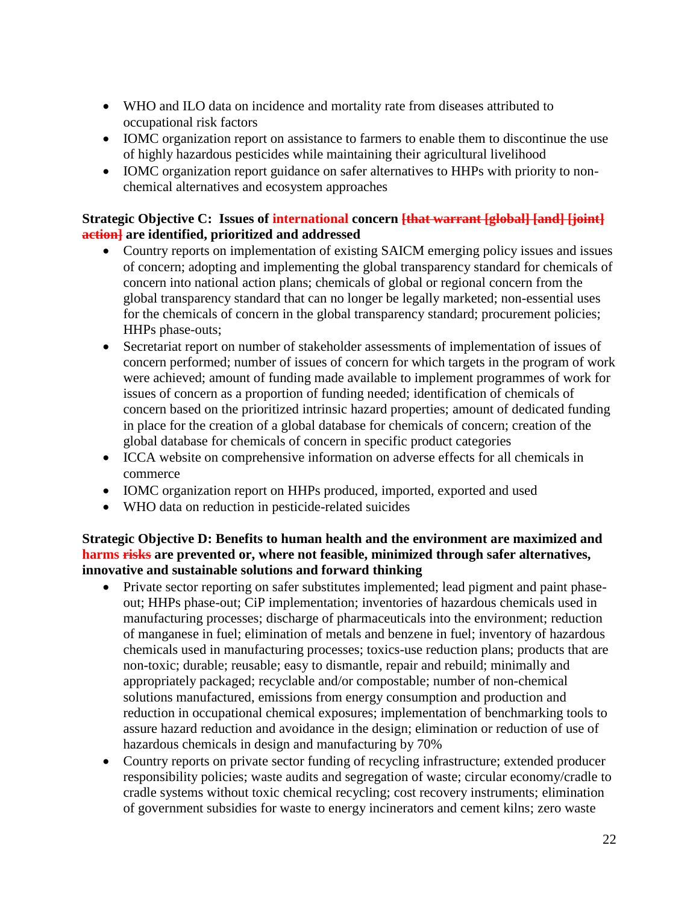- WHO and ILO data on incidence and mortality rate from diseases attributed to occupational risk factors
- IOMC organization report on assistance to farmers to enable them to discontinue the use of highly hazardous pesticides while maintaining their agricultural livelihood
- IOMC organization report guidance on safer alternatives to HHPs with priority to non-chemical alternatives and ecosystem approaches

**Strategic Objective C: Issues of international concern ~~[that warrant [global] [and] [joint] action]~~ are identified, prioritized and addressed**

- Country reports on implementation of existing SAICM emerging policy issues and issues of concern; adopting and implementing the global transparency standard for chemicals of concern into national action plans; chemicals of global or regional concern from the global transparency standard that can no longer be legally marketed; non-essential uses for the chemicals of concern in the global transparency standard; procurement policies; HHPs phase-outs;
- Secretariat report on number of stakeholder assessments of implementation of issues of concern performed; number of issues of concern for which targets in the program of work were achieved; amount of funding made available to implement programmes of work for issues of concern as a proportion of funding needed; identification of chemicals of concern based on the prioritized intrinsic hazard properties; amount of dedicated funding in place for the creation of a global database for chemicals of concern; creation of the global database for chemicals of concern in specific product categories
- ICCA website on comprehensive information on adverse effects for all chemicals in commerce
- IOMC organization report on HHPs produced, imported, exported and used
- WHO data on reduction in pesticide-related suicides

**Strategic Objective D: Benefits to human health and the environment are maximized and harms ~~risks~~ are prevented or, where not feasible, minimized through safer alternatives, innovative and sustainable solutions and forward thinking**

- Private sector reporting on safer substitutes implemented; lead pigment and paint phase-out; HHPs phase-out; CiP implementation; inventories of hazardous chemicals used in manufacturing processes; discharge of pharmaceuticals into the environment; reduction of manganese in fuel; elimination of metals and benzene in fuel; inventory of hazardous chemicals used in manufacturing processes; toxics-use reduction plans; products that are non-toxic; durable; reusable; easy to dismantle, repair and rebuild; minimally and appropriately packaged; recyclable and/or compostable; number of non-chemical solutions manufactured, emissions from energy consumption and production and reduction in occupational chemical exposures; implementation of benchmarking tools to assure hazard reduction and avoidance in the design; elimination or reduction of use of hazardous chemicals in design and manufacturing by 70%
- Country reports on private sector funding of recycling infrastructure; extended producer responsibility policies; waste audits and segregation of waste; circular economy/cradle to cradle systems without toxic chemical recycling; cost recovery instruments; elimination of government subsidies for waste to energy incinerators and cement kilns; zero waste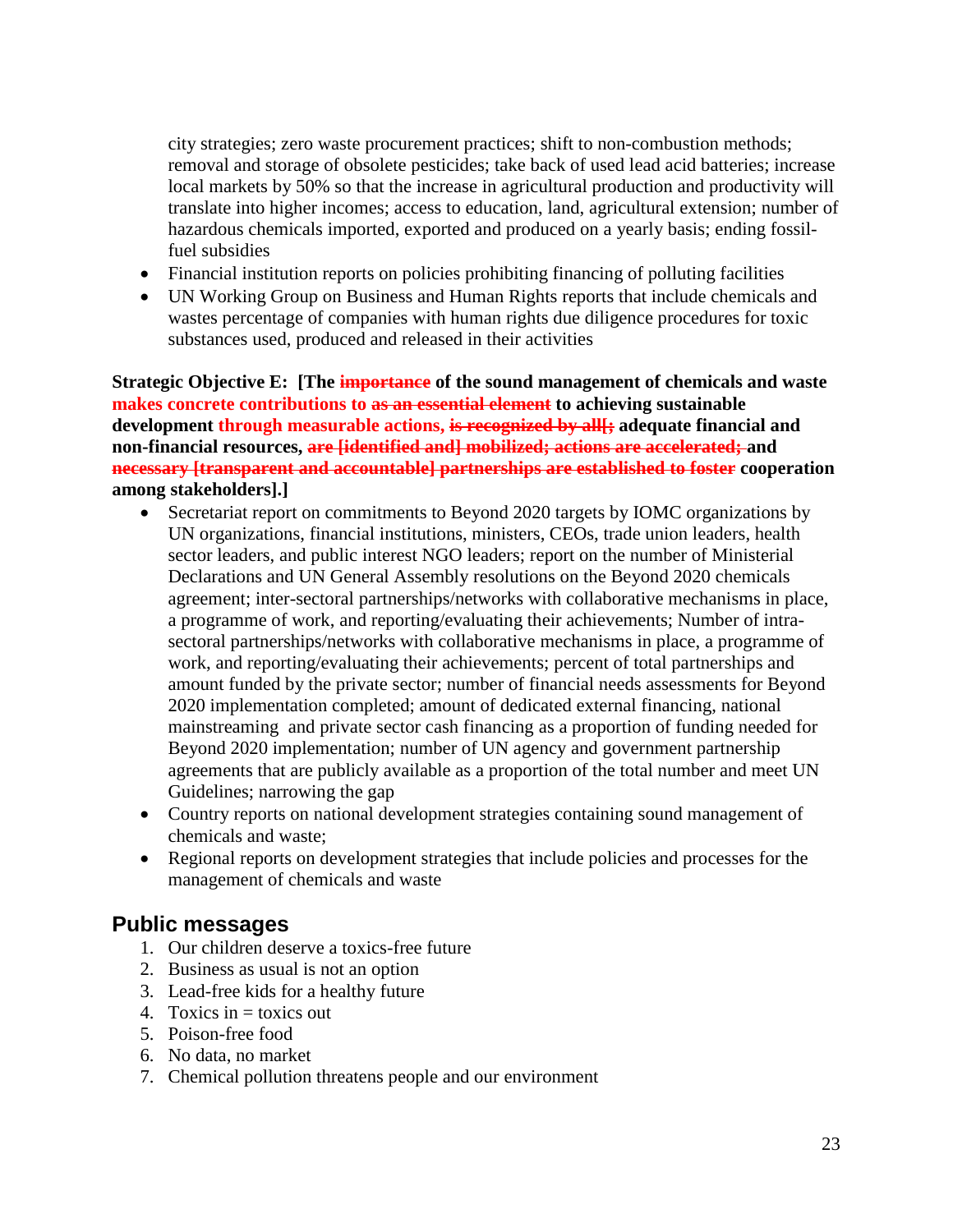city strategies; zero waste procurement practices; shift to non-combustion methods; removal and storage of obsolete pesticides; take back of used lead acid batteries; increase local markets by 50% so that the increase in agricultural production and productivity will translate into higher incomes; access to education, land, agricultural extension; number of hazardous chemicals imported, exported and produced on a yearly basis; ending fossil-fuel subsidies

- Financial institution reports on policies prohibiting financing of polluting facilities
- UN Working Group on Business and Human Rights reports that include chemicals and wastes percentage of companies with human rights due diligence procedures for toxic substances used, produced and released in their activities

**Strategic Objective E: [The ~~importance~~ of the sound management of chemicals and waste makes concrete contributions to ~~as an essential element~~ to achieving sustainable development through measurable actions, ~~is recognized by all[;~~ adequate financial and non-financial resources, ~~are [identified and] mobilized; actions are accelerated;~~ and ~~necessary [transparent and accountable] partnerships are established to foster~~ cooperation among stakeholders].]**

- Secretariat report on commitments to Beyond 2020 targets by IOMC organizations by UN organizations, financial institutions, ministers, CEOs, trade union leaders, health sector leaders, and public interest NGO leaders; report on the number of Ministerial Declarations and UN General Assembly resolutions on the Beyond 2020 chemicals agreement; inter-sectoral partnerships/networks with collaborative mechanisms in place, a programme of work, and reporting/evaluating their achievements; Number of intra-sectoral partnerships/networks with collaborative mechanisms in place, a programme of work, and reporting/evaluating their achievements; percent of total partnerships and amount funded by the private sector; number of financial needs assessments for Beyond 2020 implementation completed; amount of dedicated external financing, national mainstreaming and private sector cash financing as a proportion of funding needed for Beyond 2020 implementation; number of UN agency and government partnership agreements that are publicly available as a proportion of the total number and meet UN Guidelines; narrowing the gap
- Country reports on national development strategies containing sound management of chemicals and waste;
- Regional reports on development strategies that include policies and processes for the management of chemicals and waste

## Public messages

1. Our children deserve a toxics-free future
2. Business as usual is not an option
3. Lead-free kids for a healthy future
4. Toxics in = toxics out
5. Poison-free food
6. No data, no market
7. Chemical pollution threatens people and our environment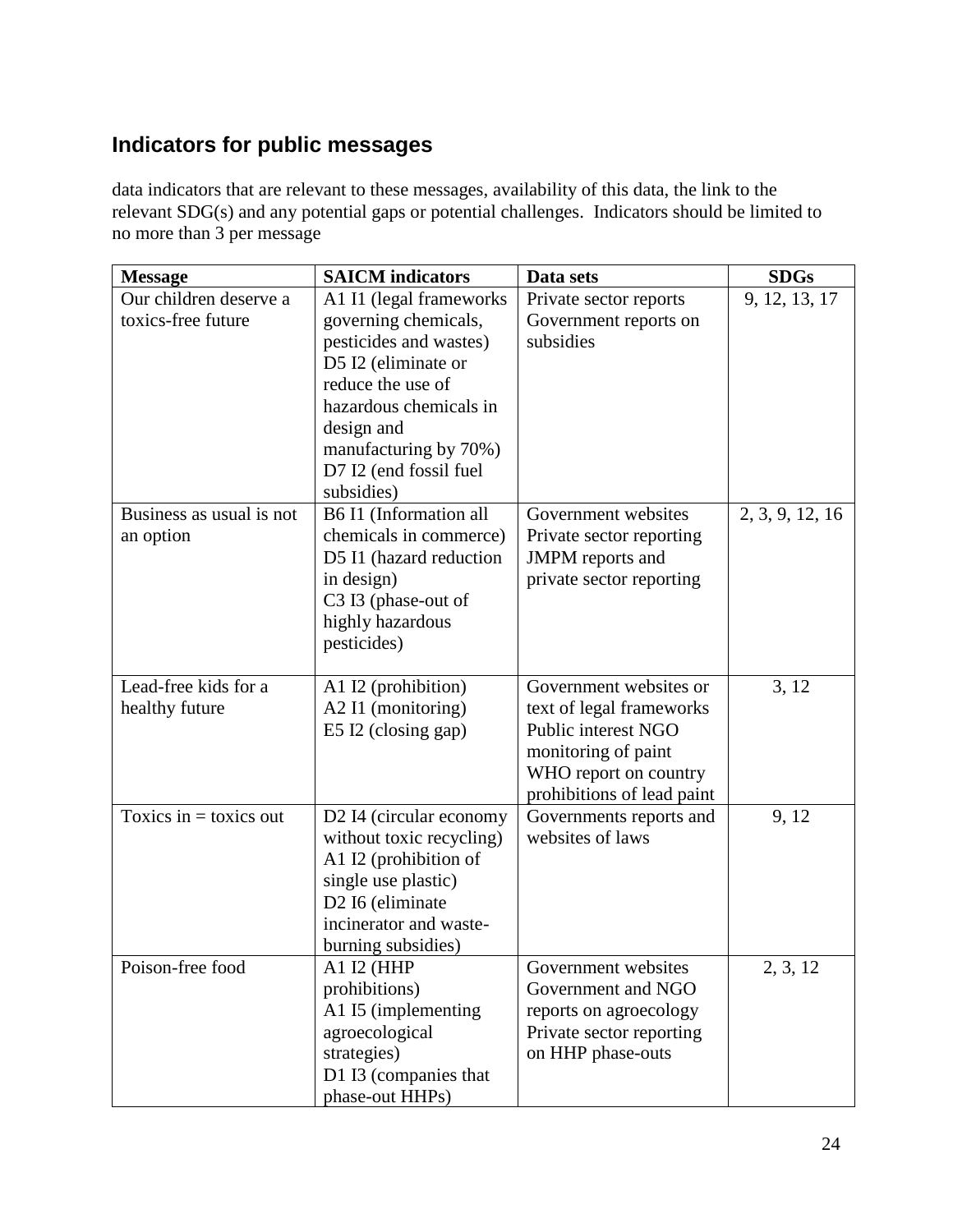## Indicators for public messages

data indicators that are relevant to these messages, availability of this data, the link to the relevant SDG(s) and any potential gaps or potential challenges. Indicators should be limited to no more than 3 per message

| Message | SAICM indicators | Data sets | SDGs |
|---|---|---|---|
| Our children deserve a toxics-free future | A1 I1 (legal frameworks governing chemicals, pesticides and wastes)<br>D5 I2 (eliminate or reduce the use of hazardous chemicals in design and manufacturing by 70%)<br>D7 I2 (end fossil fuel subsidies) | Private sector reports<br>Government reports on subsidies | 9, 12, 13, 17 |
| Business as usual is not an option | B6 I1 (Information all chemicals in commerce)<br>D5 I1 (hazard reduction in design)<br>C3 I3 (phase-out of highly hazardous pesticides) | Government websites<br>Private sector reporting<br>JMPM reports and private sector reporting | 2, 3, 9, 12, 16 |
| Lead-free kids for a healthy future | A1 I2 (prohibition)<br>A2 I1 (monitoring)<br>E5 I2 (closing gap) | Government websites or text of legal frameworks<br>Public interest NGO monitoring of paint<br>WHO report on country prohibitions of lead paint | 3, 12 |
| Toxics in = toxics out | D2 I4 (circular economy without toxic recycling)<br>A1 I2 (prohibition of single use plastic)<br>D2 I6 (eliminate incinerator and waste-burning subsidies) | Governments reports and websites of laws | 9, 12 |
| Poison-free food | A1 I2 (HHP prohibitions)<br>A1 I5 (implementing agroecological strategies)<br>D1 I3 (companies that phase-out HHPs) | Government websites<br>Government and NGO reports on agroecology<br>Private sector reporting on HHP phase-outs | 2, 3, 12 |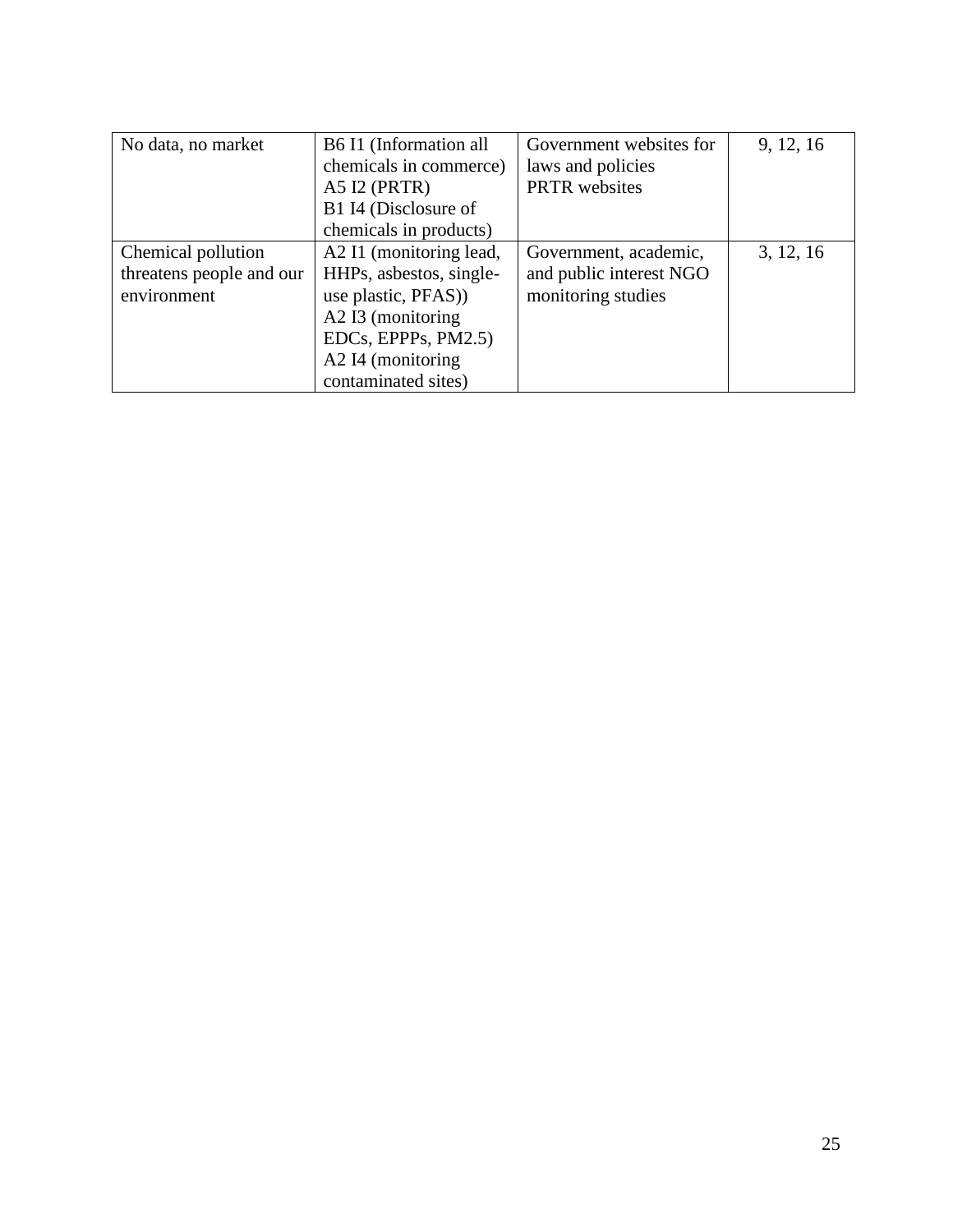| | | | |
|---|---|---|---|
| No data, no market | B6 I1 (Information all chemicals in commerce)<br>A5 I2 (PRTR)<br>B1 I4 (Disclosure of chemicals in products) | Government websites for laws and policies<br>PRTR websites | 9, 12, 16 |
| Chemical pollution threatens people and our environment | A2 I1 (monitoring lead, HHPs, asbestos, single-use plastic, PFAS))<br>A2 I3 (monitoring EDCs, EPPPs, PM2.5)<br>A2 I4 (monitoring contaminated sites) | Government, academic, and public interest NGO monitoring studies | 3, 12, 16 |